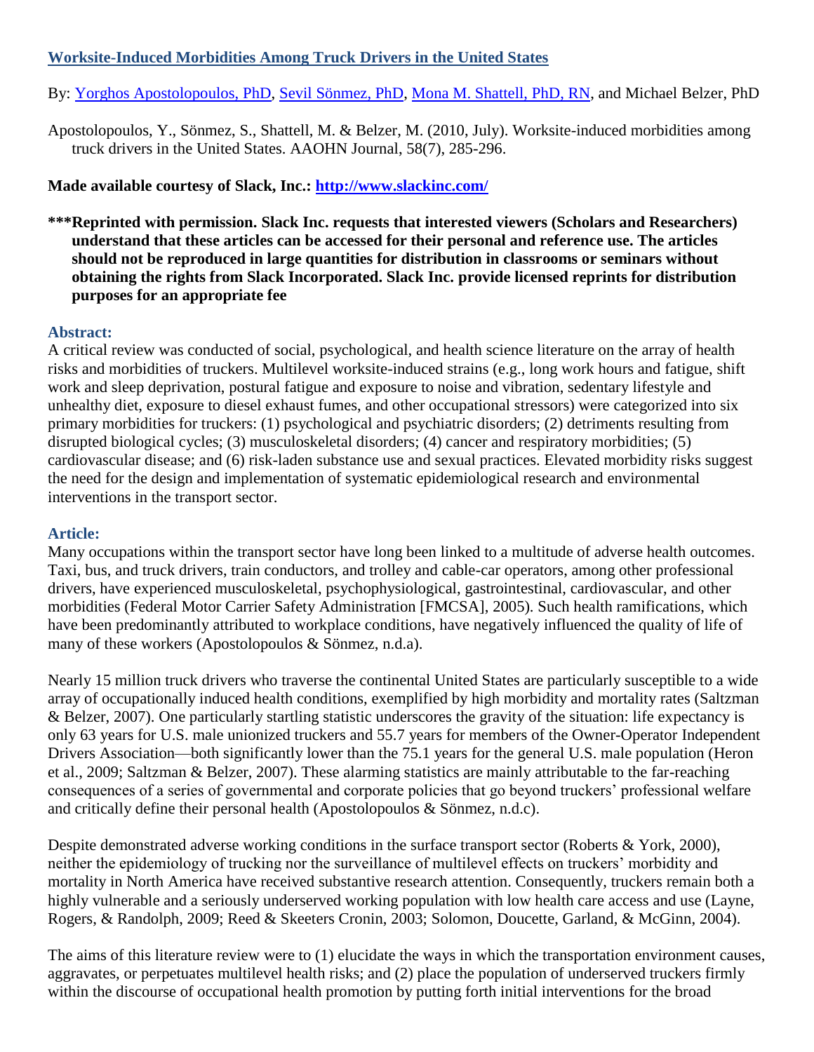# [Worksite-Induced Morbidities Among Truck Drivers in the United States](#)

By: [Yorghos Apostolopoulos, PhD](#), [Sevil Sönmez, PhD](#), [Mona M. Shattell, PhD, RN](#), and Michael Belzer, PhD

Apostolopoulos, Y., Sönmez, S., Shattell, M. & Belzer, M. (2010, July). Worksite-induced morbidities among truck drivers in the United States. AAOHN Journal, 58(7), 285-296.

**Made available courtesy of Slack, Inc.: [http://www.slackinc.com/](http://www.slackinc.com/)**

**\*\*\*Reprinted with permission. Slack Inc. requests that interested viewers (Scholars and Researchers) understand that these articles can be accessed for their personal and reference use. The articles should not be reproduced in large quantities for distribution in classrooms or seminars without obtaining the rights from Slack Incorporated. Slack Inc. provide licensed reprints for distribution purposes for an appropriate fee**

## Abstract:

A critical review was conducted of social, psychological, and health science literature on the array of health risks and morbidities of truckers. Multilevel worksite-induced strains (e.g., long work hours and fatigue, shift work and sleep deprivation, postural fatigue and exposure to noise and vibration, sedentary lifestyle and unhealthy diet, exposure to diesel exhaust fumes, and other occupational stressors) were categorized into six primary morbidities for truckers: (1) psychological and psychiatric disorders; (2) detriments resulting from disrupted biological cycles; (3) musculoskeletal disorders; (4) cancer and respiratory morbidities; (5) cardiovascular disease; and (6) risk-laden substance use and sexual practices. Elevated morbidity risks suggest the need for the design and implementation of systematic epidemiological research and environmental interventions in the transport sector.

## Article:

Many occupations within the transport sector have long been linked to a multitude of adverse health outcomes. Taxi, bus, and truck drivers, train conductors, and trolley and cable-car operators, among other professional drivers, have experienced musculoskeletal, psychophysiological, gastrointestinal, cardiovascular, and other morbidities (Federal Motor Carrier Safety Administration [FMCSA], 2005). Such health ramifications, which have been predominantly attributed to workplace conditions, have negatively influenced the quality of life of many of these workers (Apostolopoulos & Sönmez, n.d.a).

Nearly 15 million truck drivers who traverse the continental United States are particularly susceptible to a wide array of occupationally induced health conditions, exemplified by high morbidity and mortality rates (Saltzman & Belzer, 2007). One particularly startling statistic underscores the gravity of the situation: life expectancy is only 63 years for U.S. male unionized truckers and 55.7 years for members of the Owner-Operator Independent Drivers Association—both significantly lower than the 75.1 years for the general U.S. male population (Heron et al., 2009; Saltzman & Belzer, 2007). These alarming statistics are mainly attributable to the far-reaching consequences of a series of governmental and corporate policies that go beyond truckers' professional welfare and critically define their personal health (Apostolopoulos & Sönmez, n.d.c).

Despite demonstrated adverse working conditions in the surface transport sector (Roberts & York, 2000), neither the epidemiology of trucking nor the surveillance of multilevel effects on truckers' morbidity and mortality in North America have received substantive research attention. Consequently, truckers remain both a highly vulnerable and a seriously underserved working population with low health care access and use (Layne, Rogers, & Randolph, 2009; Reed & Skeeters Cronin, 2003; Solomon, Doucette, Garland, & McGinn, 2004).

The aims of this literature review were to (1) elucidate the ways in which the transportation environment causes, aggravates, or perpetuates multilevel health risks; and (2) place the population of underserved truckers firmly within the discourse of occupational health promotion by putting forth initial interventions for the broad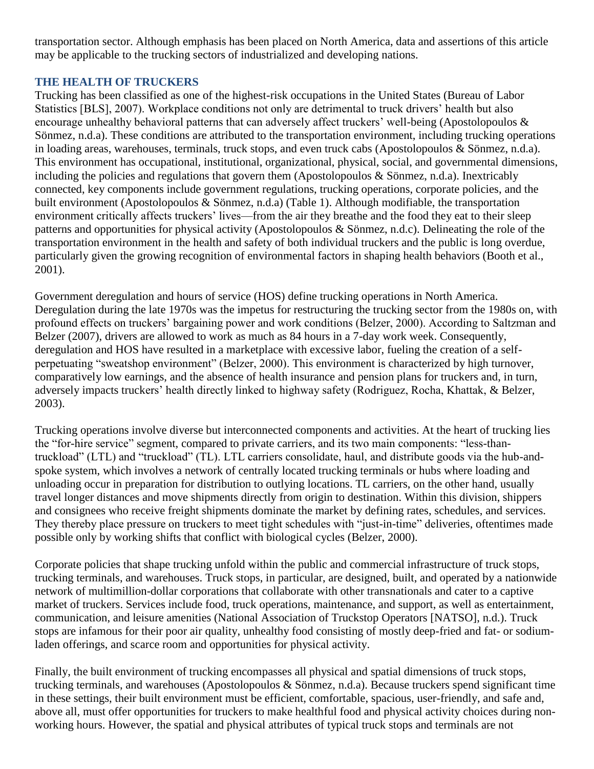transportation sector. Although emphasis has been placed on North America, data and assertions of this article may be applicable to the trucking sectors of industrialized and developing nations.

## THE HEALTH OF TRUCKERS

Trucking has been classified as one of the highest-risk occupations in the United States (Bureau of Labor Statistics [BLS], 2007). Workplace conditions not only are detrimental to truck drivers' health but also encourage unhealthy behavioral patterns that can adversely affect truckers' well-being (Apostolopoulos & Sönmez, n.d.a). These conditions are attributed to the transportation environment, including trucking operations in loading areas, warehouses, terminals, truck stops, and even truck cabs (Apostolopoulos & Sönmez, n.d.a). This environment has occupational, institutional, organizational, physical, social, and governmental dimensions, including the policies and regulations that govern them (Apostolopoulos & Sönmez, n.d.a). Inextricably connected, key components include government regulations, trucking operations, corporate policies, and the built environment (Apostolopoulos & Sönmez, n.d.a) (Table 1). Although modifiable, the transportation environment critically affects truckers' lives—from the air they breathe and the food they eat to their sleep patterns and opportunities for physical activity (Apostolopoulos & Sönmez, n.d.c). Delineating the role of the transportation environment in the health and safety of both individual truckers and the public is long overdue, particularly given the growing recognition of environmental factors in shaping health behaviors (Booth et al., 2001).

Government deregulation and hours of service (HOS) define trucking operations in North America. Deregulation during the late 1970s was the impetus for restructuring the trucking sector from the 1980s on, with profound effects on truckers' bargaining power and work conditions (Belzer, 2000). According to Saltzman and Belzer (2007), drivers are allowed to work as much as 84 hours in a 7-day work week. Consequently, deregulation and HOS have resulted in a marketplace with excessive labor, fueling the creation of a self-perpetuating "sweatshop environment" (Belzer, 2000). This environment is characterized by high turnover, comparatively low earnings, and the absence of health insurance and pension plans for truckers and, in turn, adversely impacts truckers' health directly linked to highway safety (Rodriguez, Rocha, Khattak, & Belzer, 2003).

Trucking operations involve diverse but interconnected components and activities. At the heart of trucking lies the "for-hire service" segment, compared to private carriers, and its two main components: "less-than-truckload" (LTL) and "truckload" (TL). LTL carriers consolidate, haul, and distribute goods via the hub-and-spoke system, which involves a network of centrally located trucking terminals or hubs where loading and unloading occur in preparation for distribution to outlying locations. TL carriers, on the other hand, usually travel longer distances and move shipments directly from origin to destination. Within this division, shippers and consignees who receive freight shipments dominate the market by defining rates, schedules, and services. They thereby place pressure on truckers to meet tight schedules with "just-in-time" deliveries, oftentimes made possible only by working shifts that conflict with biological cycles (Belzer, 2000).

Corporate policies that shape trucking unfold within the public and commercial infrastructure of truck stops, trucking terminals, and warehouses. Truck stops, in particular, are designed, built, and operated by a nationwide network of multimillion-dollar corporations that collaborate with other transnationals and cater to a captive market of truckers. Services include food, truck operations, maintenance, and support, as well as entertainment, communication, and leisure amenities (National Association of Truckstop Operators [NATSO], n.d.). Truck stops are infamous for their poor air quality, unhealthy food consisting of mostly deep-fried and fat- or sodium-laden offerings, and scarce room and opportunities for physical activity.

Finally, the built environment of trucking encompasses all physical and spatial dimensions of truck stops, trucking terminals, and warehouses (Apostolopoulos & Sönmez, n.d.a). Because truckers spend significant time in these settings, their built environment must be efficient, comfortable, spacious, user-friendly, and safe and, above all, must offer opportunities for truckers to make healthful food and physical activity choices during non-working hours. However, the spatial and physical attributes of typical truck stops and terminals are not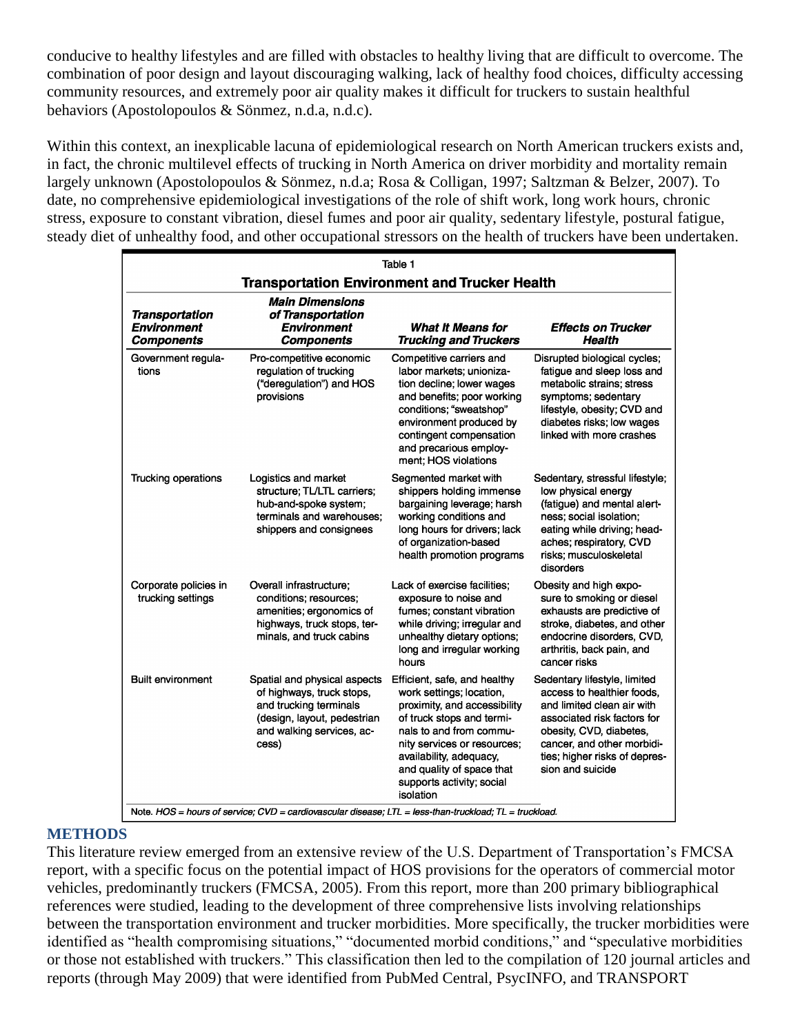conducive to healthy lifestyles and are filled with obstacles to healthy living that are difficult to overcome. The combination of poor design and layout discouraging walking, lack of healthy food choices, difficulty accessing community resources, and extremely poor air quality makes it difficult for truckers to sustain healthful behaviors (Apostolopoulos & Sönmez, n.d.a, n.d.c).

Within this context, an inexplicable lacuna of epidemiological research on North American truckers exists and, in fact, the chronic multilevel effects of trucking in North America on driver morbidity and mortality remain largely unknown (Apostolopoulos & Sönmez, n.d.a; Rosa & Colligan, 1997; Saltzman & Belzer, 2007). To date, no comprehensive epidemiological investigations of the role of shift work, long work hours, chronic stress, exposure to constant vibration, diesel fumes and poor air quality, sedentary lifestyle, postural fatigue, steady diet of unhealthy food, and other occupational stressors on the health of truckers have been undertaken.

Table 1

**Transportation Environment and Trucker Health**

| *Transportation Environment Components* | *Main Dimensions of Transportation Environment Components* | *What It Means for Trucking and Truckers* | *Effects on Trucker Health* |
|---|---|---|---|
| Government regulations | Pro-competitive economic regulation of trucking ("deregulation") and HOS provisions | Competitive carriers and labor markets; unionization decline; lower wages and benefits; poor working conditions; "sweatshop" environment produced by contingent compensation and precarious employment; HOS violations | Disrupted biological cycles; fatigue and sleep loss and metabolic strains; stress symptoms; sedentary lifestyle, obesity; CVD and diabetes risks; low wages linked with more crashes |
| Trucking operations | Logistics and market structure; TL/LTL carriers; hub-and-spoke system; terminals and warehouses; shippers and consignees | Segmented market with shippers holding immense bargaining leverage; harsh working conditions and long hours for drivers; lack of organization-based health promotion programs | Sedentary, stressful lifestyle; low physical energy (fatigue) and mental alertness; social isolation; eating while driving; headaches; respiratory, CVD risks; musculoskeletal disorders |
| Corporate policies in trucking settings | Overall infrastructure; conditions; resources; amenities; ergonomics of highways, truck stops, terminals, and truck cabins | Lack of exercise facilities; exposure to noise and fumes; constant vibration while driving; irregular and unhealthy dietary options; long and irregular working hours | Obesity and high exposure to smoking or diesel exhausts are predictive of stroke, diabetes, and other endocrine disorders, CVD, arthritis, back pain, and cancer risks |
| Built environment | Spatial and physical aspects of highways, truck stops, and trucking terminals (design, layout, pedestrian and walking services, access) | Efficient, safe, and healthy work settings; location, proximity, and accessibility of truck stops and terminals to and from community services or resources; availability, adequacy, and quality of space that supports activity; social isolation | Sedentary lifestyle, limited access to healthier foods, and limited clean air with associated risk factors for obesity, CVD, diabetes, cancer, and other morbidities; higher risks of depression and suicide |

Note. *HOS = hours of service; CVD = cardiovascular disease; LTL = less-than-truckload; TL = truckload.*

## METHODS

This literature review emerged from an extensive review of the U.S. Department of Transportation's FMCSA report, with a specific focus on the potential impact of HOS provisions for the operators of commercial motor vehicles, predominantly truckers (FMCSA, 2005). From this report, more than 200 primary bibliographical references were studied, leading to the development of three comprehensive lists involving relationships between the transportation environment and trucker morbidities. More specifically, the trucker morbidities were identified as "health compromising situations," "documented morbid conditions," and "speculative morbidities or those not established with truckers." This classification then led to the compilation of 120 journal articles and reports (through May 2009) that were identified from PubMed Central, PsycINFO, and TRANSPORT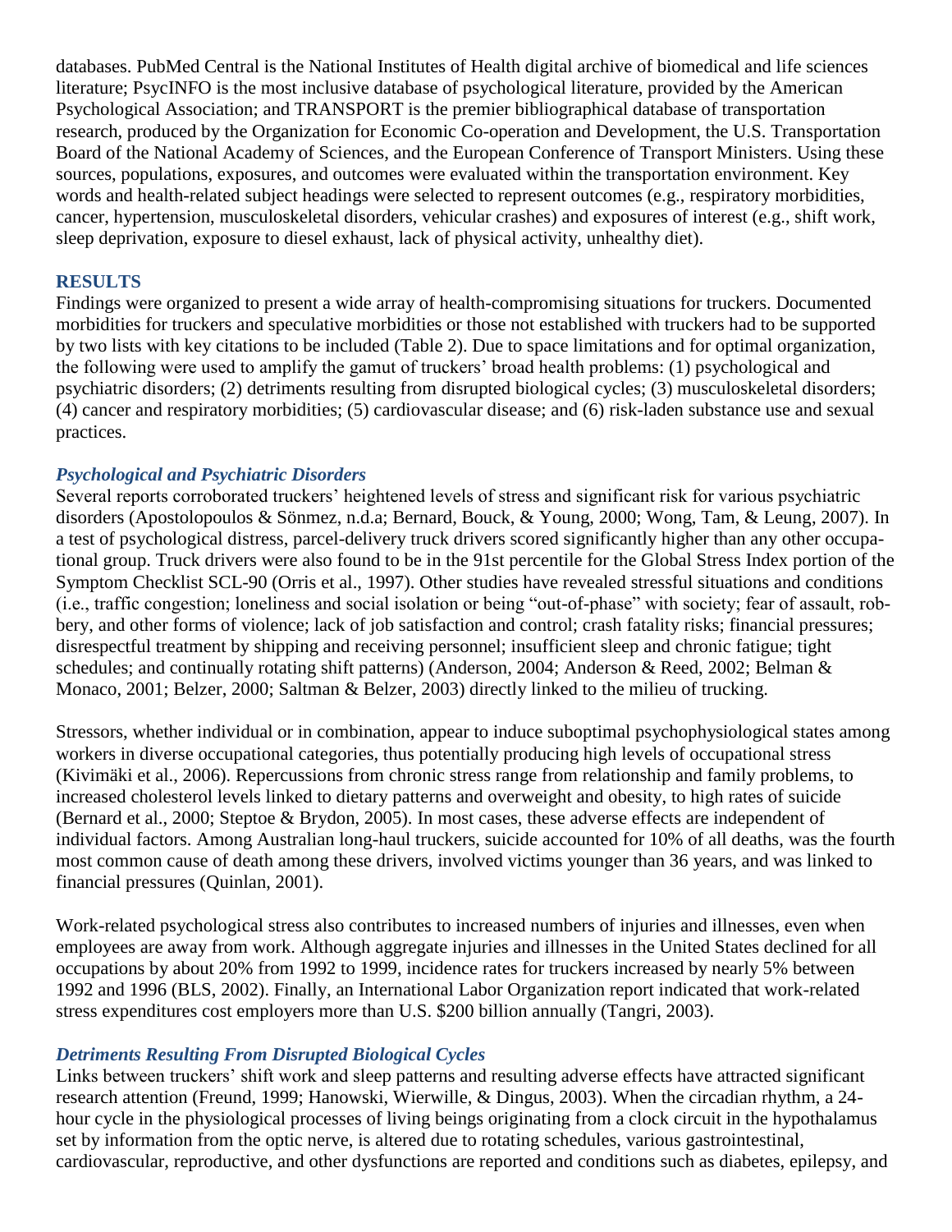databases. PubMed Central is the National Institutes of Health digital archive of biomedical and life sciences literature; PsycINFO is the most inclusive database of psychological literature, provided by the American Psychological Association; and TRANSPORT is the premier bibliographical database of transportation research, produced by the Organization for Economic Co-operation and Development, the U.S. Transportation Board of the National Academy of Sciences, and the European Conference of Transport Ministers. Using these sources, populations, exposures, and outcomes were evaluated within the transportation environment. Key words and health-related subject headings were selected to represent outcomes (e.g., respiratory morbidities, cancer, hypertension, musculoskeletal disorders, vehicular crashes) and exposures of interest (e.g., shift work, sleep deprivation, exposure to diesel exhaust, lack of physical activity, unhealthy diet).

## RESULTS

Findings were organized to present a wide array of health-compromising situations for truckers. Documented morbidities for truckers and speculative morbidities or those not established with truckers had to be supported by two lists with key citations to be included (Table 2). Due to space limitations and for optimal organization, the following were used to amplify the gamut of truckers' broad health problems: (1) psychological and psychiatric disorders; (2) detriments resulting from disrupted biological cycles; (3) musculoskeletal disorders; (4) cancer and respiratory morbidities; (5) cardiovascular disease; and (6) risk-laden substance use and sexual practices.

### *Psychological and Psychiatric Disorders*

Several reports corroborated truckers' heightened levels of stress and significant risk for various psychiatric disorders (Apostolopoulos & Sönmez, n.d.a; Bernard, Bouck, & Young, 2000; Wong, Tam, & Leung, 2007). In a test of psychological distress, parcel-delivery truck drivers scored significantly higher than any other occupational group. Truck drivers were also found to be in the 91st percentile for the Global Stress Index portion of the Symptom Checklist SCL-90 (Orris et al., 1997). Other studies have revealed stressful situations and conditions (i.e., traffic congestion; loneliness and social isolation or being "out-of-phase" with society; fear of assault, robbery, and other forms of violence; lack of job satisfaction and control; crash fatality risks; financial pressures; disrespectful treatment by shipping and receiving personnel; insufficient sleep and chronic fatigue; tight schedules; and continually rotating shift patterns) (Anderson, 2004; Anderson & Reed, 2002; Belman & Monaco, 2001; Belzer, 2000; Saltman & Belzer, 2003) directly linked to the milieu of trucking.

Stressors, whether individual or in combination, appear to induce suboptimal psychophysiological states among workers in diverse occupational categories, thus potentially producing high levels of occupational stress (Kivimäki et al., 2006). Repercussions from chronic stress range from relationship and family problems, to increased cholesterol levels linked to dietary patterns and overweight and obesity, to high rates of suicide (Bernard et al., 2000; Steptoe & Brydon, 2005). In most cases, these adverse effects are independent of individual factors. Among Australian long-haul truckers, suicide accounted for 10% of all deaths, was the fourth most common cause of death among these drivers, involved victims younger than 36 years, and was linked to financial pressures (Quinlan, 2001).

Work-related psychological stress also contributes to increased numbers of injuries and illnesses, even when employees are away from work. Although aggregate injuries and illnesses in the United States declined for all occupations by about 20% from 1992 to 1999, incidence rates for truckers increased by nearly 5% between 1992 and 1996 (BLS, 2002). Finally, an International Labor Organization report indicated that work-related stress expenditures cost employers more than U.S. $200 billion annually (Tangri, 2003).

### *Detriments Resulting From Disrupted Biological Cycles*

Links between truckers' shift work and sleep patterns and resulting adverse effects have attracted significant research attention (Freund, 1999; Hanowski, Wierwille, & Dingus, 2003). When the circadian rhythm, a 24-hour cycle in the physiological processes of living beings originating from a clock circuit in the hypothalamus set by information from the optic nerve, is altered due to rotating schedules, various gastrointestinal, cardiovascular, reproductive, and other dysfunctions are reported and conditions such as diabetes, epilepsy, and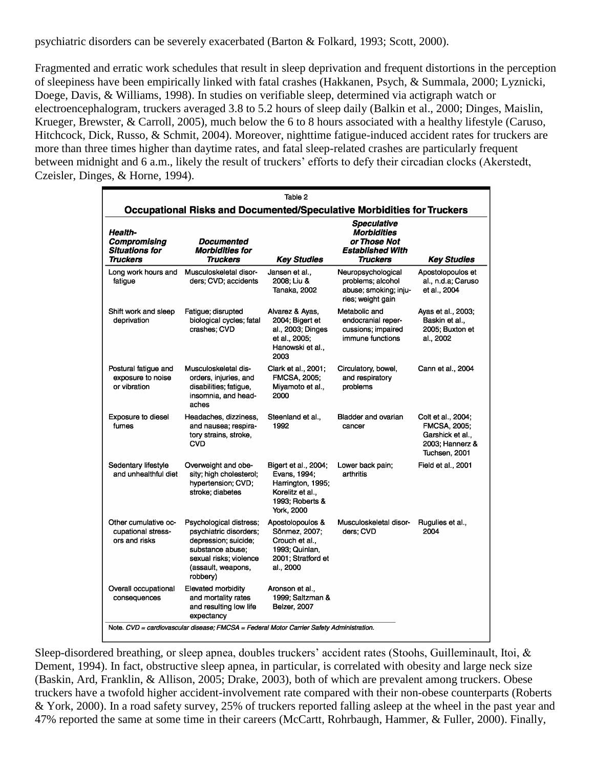psychiatric disorders can be severely exacerbated (Barton & Folkard, 1993; Scott, 2000).

Fragmented and erratic work schedules that result in sleep deprivation and frequent distortions in the perception of sleepiness have been empirically linked with fatal crashes (Hakkanen, Psych, & Summala, 2000; Lyznicki, Doege, Davis, & Williams, 1998). In studies on verifiable sleep, determined via actigraph watch or electroencephalogram, truckers averaged 3.8 to 5.2 hours of sleep daily (Balkin et al., 2000; Dinges, Maislin, Krueger, Brewster, & Carroll, 2005), much below the 6 to 8 hours associated with a healthy lifestyle (Caruso, Hitchcock, Dick, Russo, & Schmit, 2004). Moreover, nighttime fatigue-induced accident rates for truckers are more than three times higher than daytime rates, and fatal sleep-related crashes are particularly frequent between midnight and 6 a.m., likely the result of truckers' efforts to defy their circadian clocks (Akerstedt, Czeisler, Dinges, & Horne, 1994).

Table 2

**Occupational Risks and Documented/Speculative Morbidities for Truckers**

| *Health-Compromising Situations for Truckers* | *Documented Morbidities for Truckers* | *Key Studies* | *Speculative Morbidities or Those Not Established With Truckers* | *Key Studies* |
|---|---|---|---|---|
| Long work hours and fatigue | Musculoskeletal disorders; CVD; accidents | Jansen et al., 2008; Liu & Tanaka, 2002 | Neuropsychological problems; alcohol abuse; smoking; injuries; weight gain | Apostolopoulos et al., n.d.a; Caruso et al., 2004 |
| Shift work and sleep deprivation | Fatigue; disrupted biological cycles; fatal crashes; CVD | Alvarez & Ayas, 2004; Bigert et al., 2003; Dinges et al., 2005; Hanowski et al., 2003 | Metabolic and endocranial repercussions; impaired immune functions | Ayas et al., 2003; Baskin et al., 2005; Buxton et al., 2002 |
| Postural fatigue and exposure to noise or vibration | Musculoskeletal disorders, injuries, and disabilities; fatigue, insomnia, and headaches | Clark et al., 2001; FMCSA, 2005; Miyamoto et al., 2000 | Circulatory, bowel, and respiratory problems | Cann et al., 2004 |
| Exposure to diesel fumes | Headaches, dizziness, and nausea; respiratory strains, stroke, CVD | Steenland et al., 1992 | Bladder and ovarian cancer | Colt et al., 2004; FMCSA, 2005; Garshick et al., 2003; Hannerz & Tuchsen, 2001 |
| Sedentary lifestyle and unhealthful diet | Overweight and obesity; high cholesterol; hypertension; CVD; stroke; diabetes | Bigert et al., 2004; Evans, 1994; Harrington, 1995; Korelitz et al., 1993; Roberts & York, 2000 | Lower back pain; arthritis | Field et al., 2001 |
| Other cumulative occupational stressors and risks | Psychological distress; psychiatric disorders; depression; suicide; substance abuse; sexual risks; violence (assault, weapons, robbery) | Apostolopoulos & Sönmez, 2007; Crouch et al., 1993; Quinlan, 2001; Stratford et al., 2000 | Musculoskeletal disorders; CVD | Rugulies et al., 2004 |
| Overall occupational consequences | Elevated morbidity and mortality rates and resulting low life expectancy | Aronson et al., 1999; Saltzman & Belzer, 2007 | | |

*Note. CVD = cardiovascular disease; FMCSA = Federal Motor Carrier Safety Administration.*

Sleep-disordered breathing, or sleep apnea, doubles truckers' accident rates (Stoohs, Guilleminault, Itoi, & Dement, 1994). In fact, obstructive sleep apnea, in particular, is correlated with obesity and large neck size (Baskin, Ard, Franklin, & Allison, 2005; Drake, 2003), both of which are prevalent among truckers. Obese truckers have a twofold higher accident-involvement rate compared with their non-obese counterparts (Roberts & York, 2000). In a road safety survey, 25% of truckers reported falling asleep at the wheel in the past year and 47% reported the same at some time in their careers (McCartt, Rohrbaugh, Hammer, & Fuller, 2000). Finally,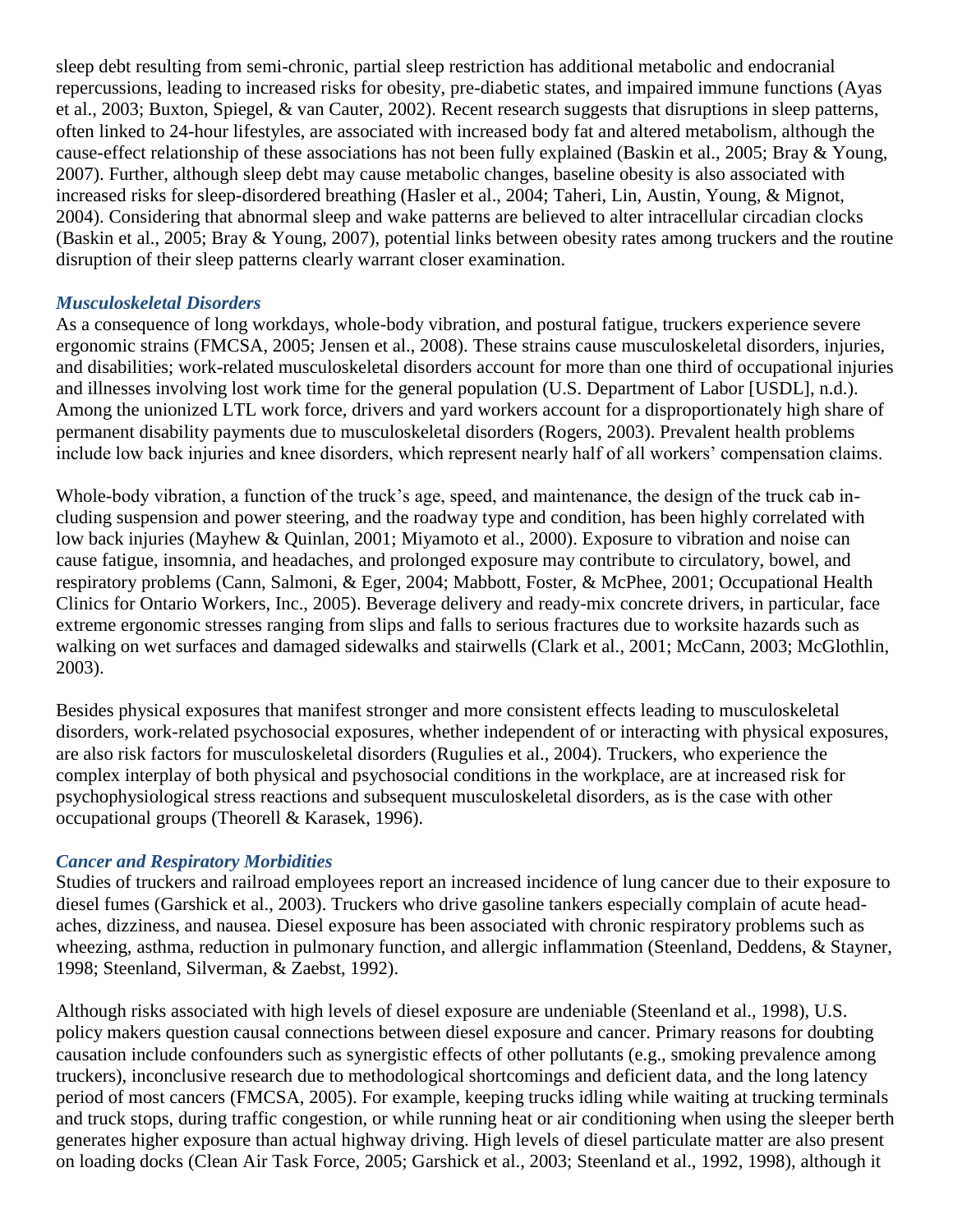sleep debt resulting from semi-chronic, partial sleep restriction has additional metabolic and endocranial repercussions, leading to increased risks for obesity, pre-diabetic states, and impaired immune functions (Ayas et al., 2003; Buxton, Spiegel, & van Cauter, 2002). Recent research suggests that disruptions in sleep patterns, often linked to 24-hour lifestyles, are associated with increased body fat and altered metabolism, although the cause-effect relationship of these associations has not been fully explained (Baskin et al., 2005; Bray & Young, 2007). Further, although sleep debt may cause metabolic changes, baseline obesity is also associated with increased risks for sleep-disordered breathing (Hasler et al., 2004; Taheri, Lin, Austin, Young, & Mignot, 2004). Considering that abnormal sleep and wake patterns are believed to alter intracellular circadian clocks (Baskin et al., 2005; Bray & Young, 2007), potential links between obesity rates among truckers and the routine disruption of their sleep patterns clearly warrant closer examination.

### *Musculoskeletal Disorders*

As a consequence of long workdays, whole-body vibration, and postural fatigue, truckers experience severe ergonomic strains (FMCSA, 2005; Jensen et al., 2008). These strains cause musculoskeletal disorders, injuries, and disabilities; work-related musculoskeletal disorders account for more than one third of occupational injuries and illnesses involving lost work time for the general population (U.S. Department of Labor [USDL], n.d.). Among the unionized LTL work force, drivers and yard workers account for a disproportionately high share of permanent disability payments due to musculoskeletal disorders (Rogers, 2003). Prevalent health problems include low back injuries and knee disorders, which represent nearly half of all workers' compensation claims.

Whole-body vibration, a function of the truck's age, speed, and maintenance, the design of the truck cab including suspension and power steering, and the roadway type and condition, has been highly correlated with low back injuries (Mayhew & Quinlan, 2001; Miyamoto et al., 2000). Exposure to vibration and noise can cause fatigue, insomnia, and headaches, and prolonged exposure may contribute to circulatory, bowel, and respiratory problems (Cann, Salmoni, & Eger, 2004; Mabbott, Foster, & McPhee, 2001; Occupational Health Clinics for Ontario Workers, Inc., 2005). Beverage delivery and ready-mix concrete drivers, in particular, face extreme ergonomic stresses ranging from slips and falls to serious fractures due to worksite hazards such as walking on wet surfaces and damaged sidewalks and stairwells (Clark et al., 2001; McCann, 2003; McGlothlin, 2003).

Besides physical exposures that manifest stronger and more consistent effects leading to musculoskeletal disorders, work-related psychosocial exposures, whether independent of or interacting with physical exposures, are also risk factors for musculoskeletal disorders (Rugulies et al., 2004). Truckers, who experience the complex interplay of both physical and psychosocial conditions in the workplace, are at increased risk for psychophysiological stress reactions and subsequent musculoskeletal disorders, as is the case with other occupational groups (Theorell & Karasek, 1996).

### *Cancer and Respiratory Morbidities*

Studies of truckers and railroad employees report an increased incidence of lung cancer due to their exposure to diesel fumes (Garshick et al., 2003). Truckers who drive gasoline tankers especially complain of acute headaches, dizziness, and nausea. Diesel exposure has been associated with chronic respiratory problems such as wheezing, asthma, reduction in pulmonary function, and allergic inflammation (Steenland, Deddens, & Stayner, 1998; Steenland, Silverman, & Zaebst, 1992).

Although risks associated with high levels of diesel exposure are undeniable (Steenland et al., 1998), U.S. policy makers question causal connections between diesel exposure and cancer. Primary reasons for doubting causation include confounders such as synergistic effects of other pollutants (e.g., smoking prevalence among truckers), inconclusive research due to methodological shortcomings and deficient data, and the long latency period of most cancers (FMCSA, 2005). For example, keeping trucks idling while waiting at trucking terminals and truck stops, during traffic congestion, or while running heat or air conditioning when using the sleeper berth generates higher exposure than actual highway driving. High levels of diesel particulate matter are also present on loading docks (Clean Air Task Force, 2005; Garshick et al., 2003; Steenland et al., 1992, 1998), although it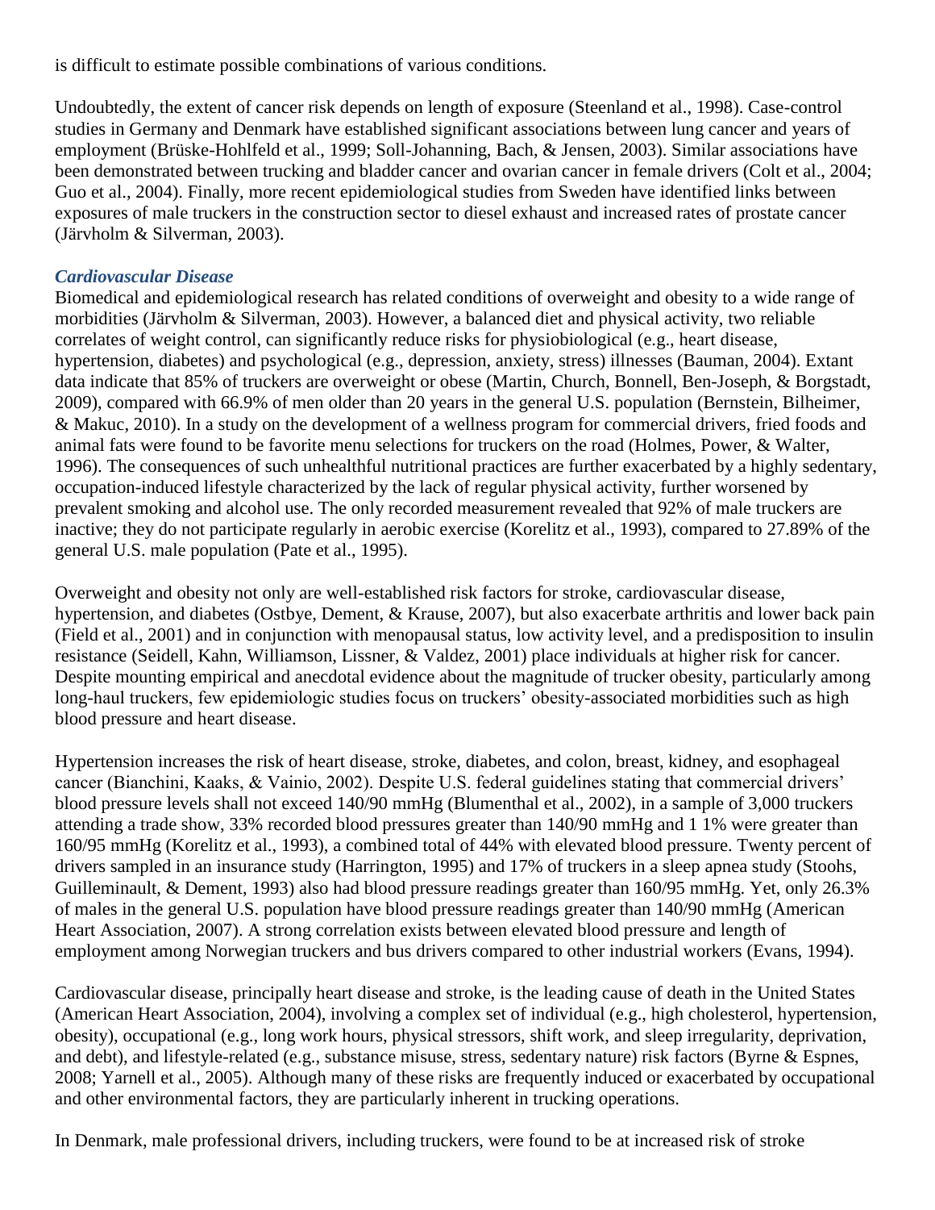is difficult to estimate possible combinations of various conditions.

Undoubtedly, the extent of cancer risk depends on length of exposure (Steenland et al., 1998). Case-control studies in Germany and Denmark have established significant associations between lung cancer and years of employment (Brüske-Hohlfeld et al., 1999; Soll-Johanning, Bach, & Jensen, 2003). Similar associations have been demonstrated between trucking and bladder cancer and ovarian cancer in female drivers (Colt et al., 2004; Guo et al., 2004). Finally, more recent epidemiological studies from Sweden have identified links between exposures of male truckers in the construction sector to diesel exhaust and increased rates of prostate cancer (Järvholm & Silverman, 2003).

### *Cardiovascular Disease*

Biomedical and epidemiological research has related conditions of overweight and obesity to a wide range of morbidities (Järvholm & Silverman, 2003). However, a balanced diet and physical activity, two reliable correlates of weight control, can significantly reduce risks for physiobiological (e.g., heart disease, hypertension, diabetes) and psychological (e.g., depression, anxiety, stress) illnesses (Bauman, 2004). Extant data indicate that 85% of truckers are overweight or obese (Martin, Church, Bonnell, Ben-Joseph, & Borgstadt, 2009), compared with 66.9% of men older than 20 years in the general U.S. population (Bernstein, Bilheimer, & Makuc, 2010). In a study on the development of a wellness program for commercial drivers, fried foods and animal fats were found to be favorite menu selections for truckers on the road (Holmes, Power, & Walter, 1996). The consequences of such unhealthful nutritional practices are further exacerbated by a highly sedentary, occupation-induced lifestyle characterized by the lack of regular physical activity, further worsened by prevalent smoking and alcohol use. The only recorded measurement revealed that 92% of male truckers are inactive; they do not participate regularly in aerobic exercise (Korelitz et al., 1993), compared to 27.89% of the general U.S. male population (Pate et al., 1995).

Overweight and obesity not only are well-established risk factors for stroke, cardiovascular disease, hypertension, and diabetes (Ostbye, Dement, & Krause, 2007), but also exacerbate arthritis and lower back pain (Field et al., 2001) and in conjunction with menopausal status, low activity level, and a predisposition to insulin resistance (Seidell, Kahn, Williamson, Lissner, & Valdez, 2001) place individuals at higher risk for cancer. Despite mounting empirical and anecdotal evidence about the magnitude of trucker obesity, particularly among long-haul truckers, few epidemiologic studies focus on truckers' obesity-associated morbidities such as high blood pressure and heart disease.

Hypertension increases the risk of heart disease, stroke, diabetes, and colon, breast, kidney, and esophageal cancer (Bianchini, Kaaks, & Vainio, 2002). Despite U.S. federal guidelines stating that commercial drivers' blood pressure levels shall not exceed 140/90 mmHg (Blumenthal et al., 2002), in a sample of 3,000 truckers attending a trade show, 33% recorded blood pressures greater than 140/90 mmHg and 1 1% were greater than 160/95 mmHg (Korelitz et al., 1993), a combined total of 44% with elevated blood pressure. Twenty percent of drivers sampled in an insurance study (Harrington, 1995) and 17% of truckers in a sleep apnea study (Stoohs, Guilleminault, & Dement, 1993) also had blood pressure readings greater than 160/95 mmHg. Yet, only 26.3% of males in the general U.S. population have blood pressure readings greater than 140/90 mmHg (American Heart Association, 2007). A strong correlation exists between elevated blood pressure and length of employment among Norwegian truckers and bus drivers compared to other industrial workers (Evans, 1994).

Cardiovascular disease, principally heart disease and stroke, is the leading cause of death in the United States (American Heart Association, 2004), involving a complex set of individual (e.g., high cholesterol, hypertension, obesity), occupational (e.g., long work hours, physical stressors, shift work, and sleep irregularity, deprivation, and debt), and lifestyle-related (e.g., substance misuse, stress, sedentary nature) risk factors (Byrne & Espnes, 2008; Yarnell et al., 2005). Although many of these risks are frequently induced or exacerbated by occupational and other environmental factors, they are particularly inherent in trucking operations.

In Denmark, male professional drivers, including truckers, were found to be at increased risk of stroke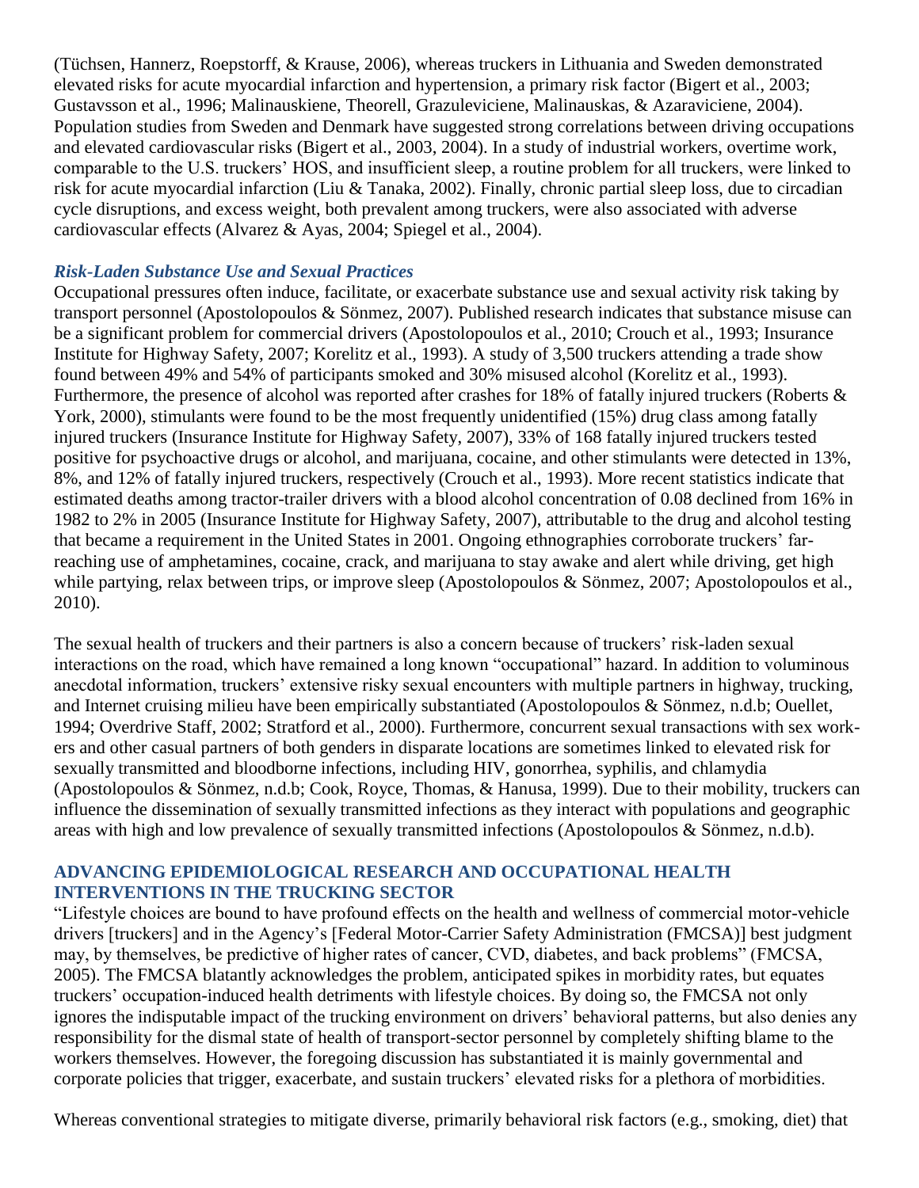(Tüchsen, Hannerz, Roepstorff, & Krause, 2006), whereas truckers in Lithuania and Sweden demonstrated elevated risks for acute myocardial infarction and hypertension, a primary risk factor (Bigert et al., 2003; Gustavsson et al., 1996; Malinauskiene, Theorell, Grazuleviciene, Malinauskas, & Azaraviciene, 2004). Population studies from Sweden and Denmark have suggested strong correlations between driving occupations and elevated cardiovascular risks (Bigert et al., 2003, 2004). In a study of industrial workers, overtime work, comparable to the U.S. truckers' HOS, and insufficient sleep, a routine problem for all truckers, were linked to risk for acute myocardial infarction (Liu & Tanaka, 2002). Finally, chronic partial sleep loss, due to circadian cycle disruptions, and excess weight, both prevalent among truckers, were also associated with adverse cardiovascular effects (Alvarez & Ayas, 2004; Spiegel et al., 2004).

### *Risk-Laden Substance Use and Sexual Practices*

Occupational pressures often induce, facilitate, or exacerbate substance use and sexual activity risk taking by transport personnel (Apostolopoulos & Sönmez, 2007). Published research indicates that substance misuse can be a significant problem for commercial drivers (Apostolopoulos et al., 2010; Crouch et al., 1993; Insurance Institute for Highway Safety, 2007; Korelitz et al., 1993). A study of 3,500 truckers attending a trade show found between 49% and 54% of participants smoked and 30% misused alcohol (Korelitz et al., 1993). Furthermore, the presence of alcohol was reported after crashes for 18% of fatally injured truckers (Roberts & York, 2000), stimulants were found to be the most frequently unidentified (15%) drug class among fatally injured truckers (Insurance Institute for Highway Safety, 2007), 33% of 168 fatally injured truckers tested positive for psychoactive drugs or alcohol, and marijuana, cocaine, and other stimulants were detected in 13%, 8%, and 12% of fatally injured truckers, respectively (Crouch et al., 1993). More recent statistics indicate that estimated deaths among tractor-trailer drivers with a blood alcohol concentration of 0.08 declined from 16% in 1982 to 2% in 2005 (Insurance Institute for Highway Safety, 2007), attributable to the drug and alcohol testing that became a requirement in the United States in 2001. Ongoing ethnographies corroborate truckers' far-reaching use of amphetamines, cocaine, crack, and marijuana to stay awake and alert while driving, get high while partying, relax between trips, or improve sleep (Apostolopoulos & Sönmez, 2007; Apostolopoulos et al., 2010).

The sexual health of truckers and their partners is also a concern because of truckers' risk-laden sexual interactions on the road, which have remained a long known "occupational" hazard. In addition to voluminous anecdotal information, truckers' extensive risky sexual encounters with multiple partners in highway, trucking, and Internet cruising milieu have been empirically substantiated (Apostolopoulos & Sönmez, n.d.b; Ouellet, 1994; Overdrive Staff, 2002; Stratford et al., 2000). Furthermore, concurrent sexual transactions with sex workers and other casual partners of both genders in disparate locations are sometimes linked to elevated risk for sexually transmitted and bloodborne infections, including HIV, gonorrhea, syphilis, and chlamydia (Apostolopoulos & Sönmez, n.d.b; Cook, Royce, Thomas, & Hanusa, 1999). Due to their mobility, truckers can influence the dissemination of sexually transmitted infections as they interact with populations and geographic areas with high and low prevalence of sexually transmitted infections (Apostolopoulos & Sönmez, n.d.b).

## ADVANCING EPIDEMIOLOGICAL RESEARCH AND OCCUPATIONAL HEALTH INTERVENTIONS IN THE TRUCKING SECTOR

"Lifestyle choices are bound to have profound effects on the health and wellness of commercial motor-vehicle drivers [truckers] and in the Agency's [Federal Motor-Carrier Safety Administration (FMCSA)] best judgment may, by themselves, be predictive of higher rates of cancer, CVD, diabetes, and back problems" (FMCSA, 2005). The FMCSA blatantly acknowledges the problem, anticipated spikes in morbidity rates, but equates truckers' occupation-induced health detriments with lifestyle choices. By doing so, the FMCSA not only ignores the indisputable impact of the trucking environment on drivers' behavioral patterns, but also denies any responsibility for the dismal state of health of transport-sector personnel by completely shifting blame to the workers themselves. However, the foregoing discussion has substantiated it is mainly governmental and corporate policies that trigger, exacerbate, and sustain truckers' elevated risks for a plethora of morbidities.

Whereas conventional strategies to mitigate diverse, primarily behavioral risk factors (e.g., smoking, diet) that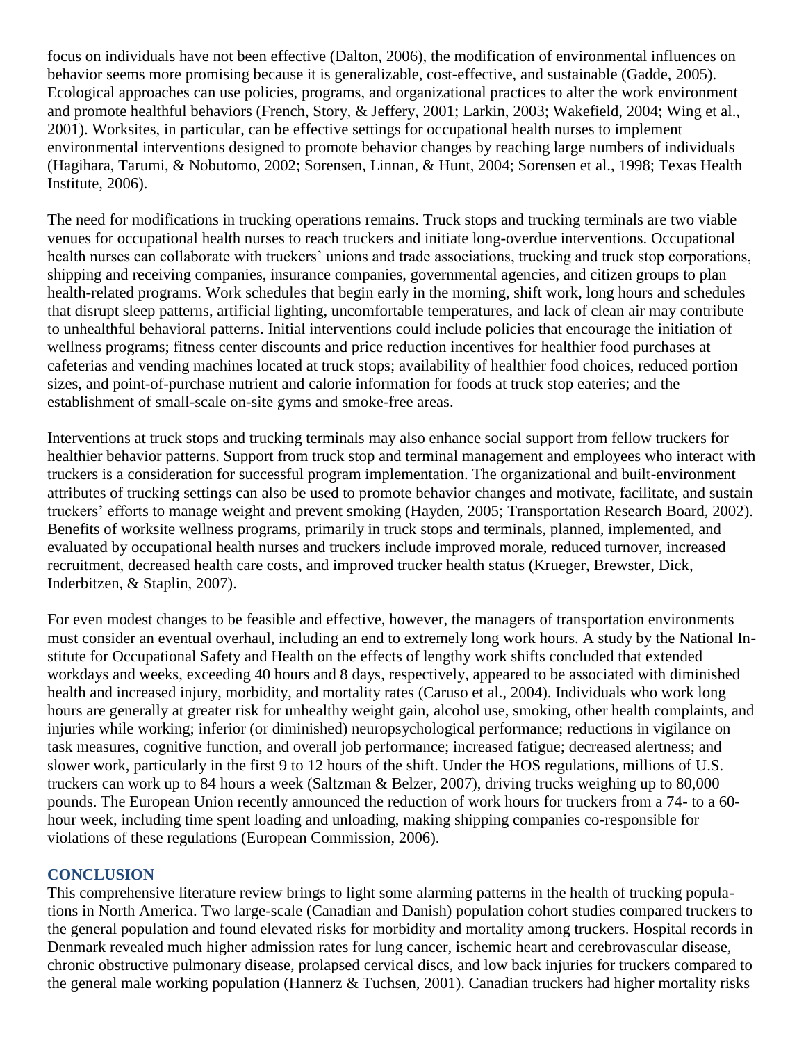focus on individuals have not been effective (Dalton, 2006), the modification of environmental influences on behavior seems more promising because it is generalizable, cost-effective, and sustainable (Gadde, 2005). Ecological approaches can use policies, programs, and organizational practices to alter the work environment and promote healthful behaviors (French, Story, & Jeffery, 2001; Larkin, 2003; Wakefield, 2004; Wing et al., 2001). Worksites, in particular, can be effective settings for occupational health nurses to implement environmental interventions designed to promote behavior changes by reaching large numbers of individuals (Hagihara, Tarumi, & Nobutomo, 2002; Sorensen, Linnan, & Hunt, 2004; Sorensen et al., 1998; Texas Health Institute, 2006).

The need for modifications in trucking operations remains. Truck stops and trucking terminals are two viable venues for occupational health nurses to reach truckers and initiate long-overdue interventions. Occupational health nurses can collaborate with truckers' unions and trade associations, trucking and truck stop corporations, shipping and receiving companies, insurance companies, governmental agencies, and citizen groups to plan health-related programs. Work schedules that begin early in the morning, shift work, long hours and schedules that disrupt sleep patterns, artificial lighting, uncomfortable temperatures, and lack of clean air may contribute to unhealthful behavioral patterns. Initial interventions could include policies that encourage the initiation of wellness programs; fitness center discounts and price reduction incentives for healthier food purchases at cafeterias and vending machines located at truck stops; availability of healthier food choices, reduced portion sizes, and point-of-purchase nutrient and calorie information for foods at truck stop eateries; and the establishment of small-scale on-site gyms and smoke-free areas.

Interventions at truck stops and trucking terminals may also enhance social support from fellow truckers for healthier behavior patterns. Support from truck stop and terminal management and employees who interact with truckers is a consideration for successful program implementation. The organizational and built-environment attributes of trucking settings can also be used to promote behavior changes and motivate, facilitate, and sustain truckers' efforts to manage weight and prevent smoking (Hayden, 2005; Transportation Research Board, 2002). Benefits of worksite wellness programs, primarily in truck stops and terminals, planned, implemented, and evaluated by occupational health nurses and truckers include improved morale, reduced turnover, increased recruitment, decreased health care costs, and improved trucker health status (Krueger, Brewster, Dick, Inderbitzen, & Staplin, 2007).

For even modest changes to be feasible and effective, however, the managers of transportation environments must consider an eventual overhaul, including an end to extremely long work hours. A study by the National Institute for Occupational Safety and Health on the effects of lengthy work shifts concluded that extended workdays and weeks, exceeding 40 hours and 8 days, respectively, appeared to be associated with diminished health and increased injury, morbidity, and mortality rates (Caruso et al., 2004). Individuals who work long hours are generally at greater risk for unhealthy weight gain, alcohol use, smoking, other health complaints, and injuries while working; inferior (or diminished) neuropsychological performance; reductions in vigilance on task measures, cognitive function, and overall job performance; increased fatigue; decreased alertness; and slower work, particularly in the first 9 to 12 hours of the shift. Under the HOS regulations, millions of U.S. truckers can work up to 84 hours a week (Saltzman & Belzer, 2007), driving trucks weighing up to 80,000 pounds. The European Union recently announced the reduction of work hours for truckers from a 74- to a 60-hour week, including time spent loading and unloading, making shipping companies co-responsible for violations of these regulations (European Commission, 2006).

## CONCLUSION

This comprehensive literature review brings to light some alarming patterns in the health of trucking populations in North America. Two large-scale (Canadian and Danish) population cohort studies compared truckers to the general population and found elevated risks for morbidity and mortality among truckers. Hospital records in Denmark revealed much higher admission rates for lung cancer, ischemic heart and cerebrovascular disease, chronic obstructive pulmonary disease, prolapsed cervical discs, and low back injuries for truckers compared to the general male working population (Hannerz & Tuchsen, 2001). Canadian truckers had higher mortality risks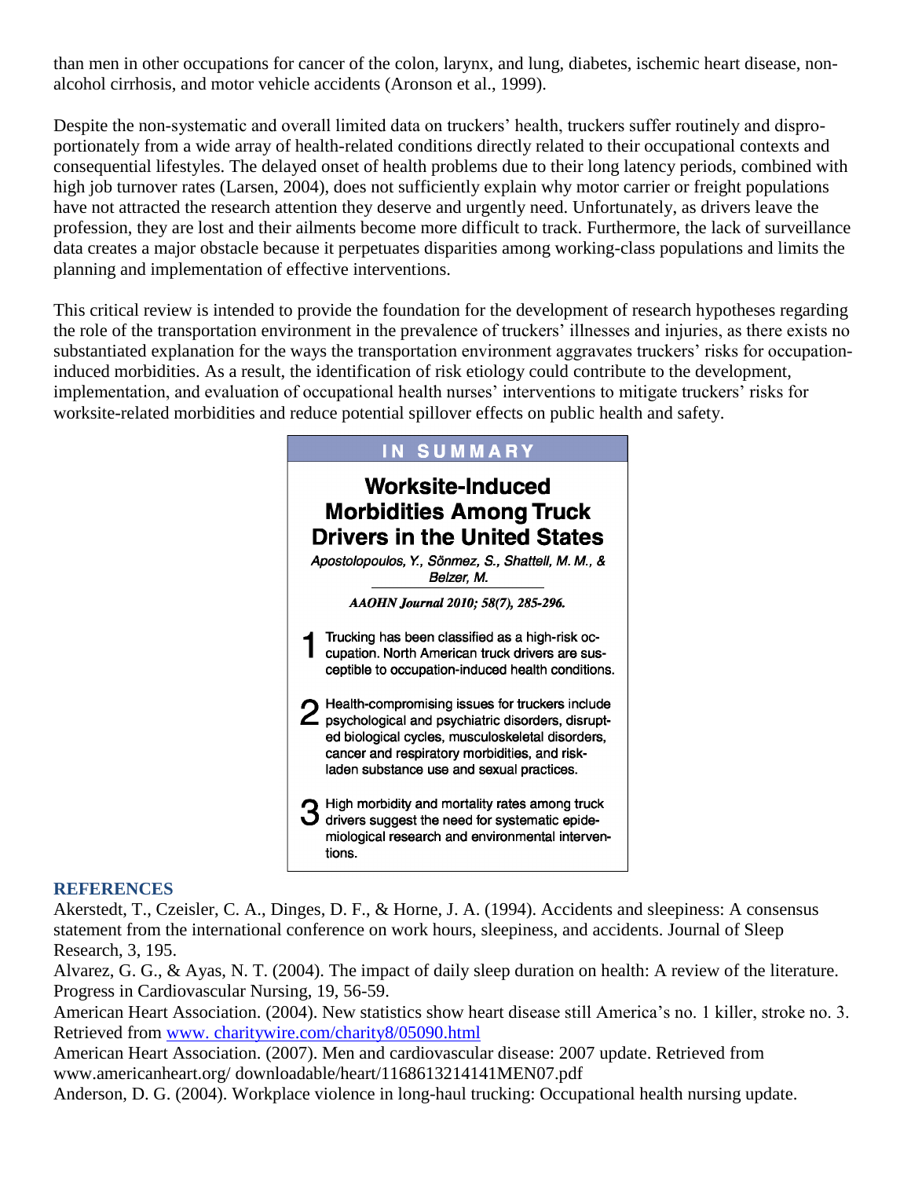than men in other occupations for cancer of the colon, larynx, and lung, diabetes, ischemic heart disease, non-alcohol cirrhosis, and motor vehicle accidents (Aronson et al., 1999).

Despite the non-systematic and overall limited data on truckers' health, truckers suffer routinely and disproportionately from a wide array of health-related conditions directly related to their occupational contexts and consequential lifestyles. The delayed onset of health problems due to their long latency periods, combined with high job turnover rates (Larsen, 2004), does not sufficiently explain why motor carrier or freight populations have not attracted the research attention they deserve and urgently need. Unfortunately, as drivers leave the profession, they are lost and their ailments become more difficult to track. Furthermore, the lack of surveillance data creates a major obstacle because it perpetuates disparities among working-class populations and limits the planning and implementation of effective interventions.

This critical review is intended to provide the foundation for the development of research hypotheses regarding the role of the transportation environment in the prevalence of truckers' illnesses and injuries, as there exists no substantiated explanation for the ways the transportation environment aggravates truckers' risks for occupation-induced morbidities. As a result, the identification of risk etiology could contribute to the development, implementation, and evaluation of occupational health nurses' interventions to mitigate truckers' risks for worksite-related morbidities and reduce potential spillover effects on public health and safety.

**IN SUMMARY**

**Worksite-Induced Morbidities Among Truck Drivers in the United States**

*Apostolopoulos, Y., Sönmez, S., Shattell, M. M., & Belzer, M.*

***AAOHN Journal 2010; 58(7), 285-296.***

1. Trucking has been classified as a high-risk occupation. North American truck drivers are susceptible to occupation-induced health conditions.
2. Health-compromising issues for truckers include psychological and psychiatric disorders, disrupted biological cycles, musculoskeletal disorders, cancer and respiratory morbidities, and risk-laden substance use and sexual practices.
3. High morbidity and mortality rates among truck drivers suggest the need for systematic epidemiological research and environmental interventions.

## REFERENCES

Akerstedt, T., Czeisler, C. A., Dinges, D. F., & Horne, J. A. (1994). Accidents and sleepiness: A consensus statement from the international conference on work hours, sleepiness, and accidents. Journal of Sleep Research, 3, 195.

Alvarez, G. G., & Ayas, N. T. (2004). The impact of daily sleep duration on health: A review of the literature. Progress in Cardiovascular Nursing, 19, 56-59.

American Heart Association. (2004). New statistics show heart disease still America's no. 1 killer, stroke no. 3. Retrieved from www. charitywire.com/charity8/05090.html

American Heart Association. (2007). Men and cardiovascular disease: 2007 update. Retrieved from www.americanheart.org/ downloadable/heart/1168613214141MEN07.pdf

Anderson, D. G. (2004). Workplace violence in long-haul trucking: Occupational health nursing update.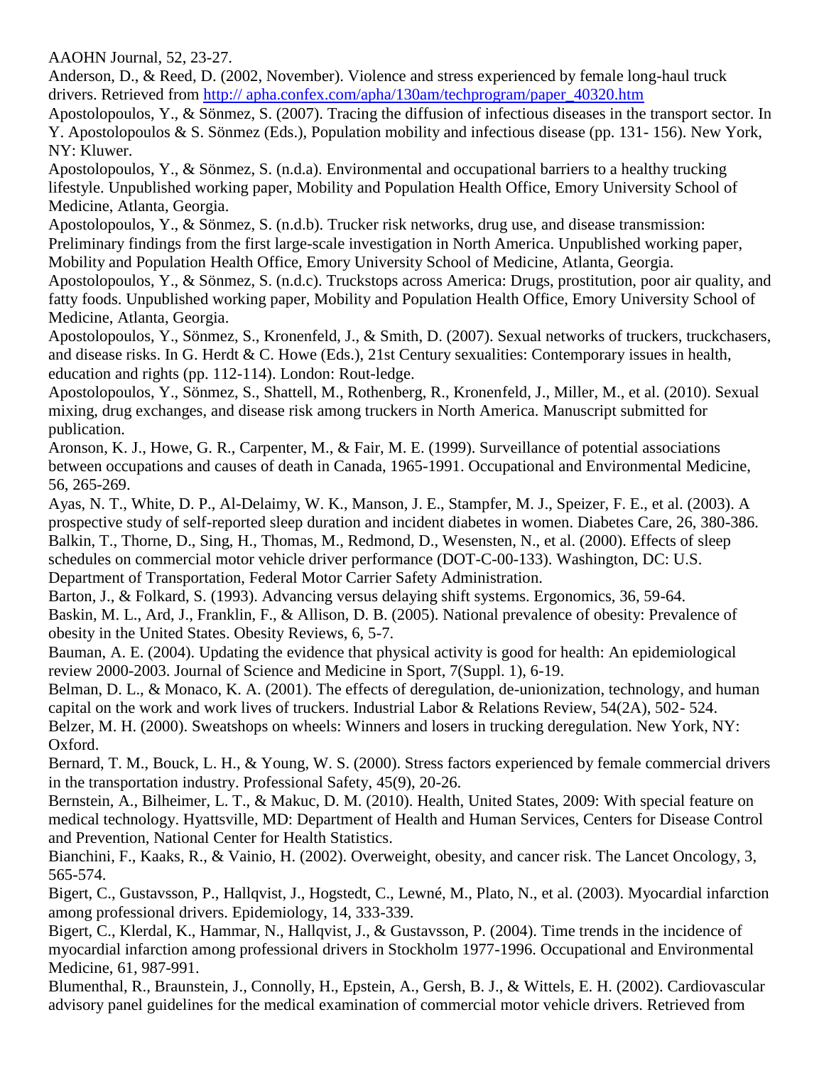AAOHN Journal, 52, 23-27.

Anderson, D., & Reed, D. (2002, November). Violence and stress experienced by female long-haul truck drivers. Retrieved from http:// apha.confex.com/apha/130am/techprogram/paper_40320.htm

Apostolopoulos, Y., & Sönmez, S. (2007). Tracing the diffusion of infectious diseases in the transport sector. In Y. Apostolopoulos & S. Sönmez (Eds.), Population mobility and infectious disease (pp. 131- 156). New York, NY: Kluwer.

Apostolopoulos, Y., & Sönmez, S. (n.d.a). Environmental and occupational barriers to a healthy trucking lifestyle. Unpublished working paper, Mobility and Population Health Office, Emory University School of Medicine, Atlanta, Georgia.

Apostolopoulos, Y., & Sönmez, S. (n.d.b). Trucker risk networks, drug use, and disease transmission: Preliminary findings from the first large-scale investigation in North America. Unpublished working paper, Mobility and Population Health Office, Emory University School of Medicine, Atlanta, Georgia.

Apostolopoulos, Y., & Sönmez, S. (n.d.c). Truckstops across America: Drugs, prostitution, poor air quality, and fatty foods. Unpublished working paper, Mobility and Population Health Office, Emory University School of Medicine, Atlanta, Georgia.

Apostolopoulos, Y., Sönmez, S., Kronenfeld, J., & Smith, D. (2007). Sexual networks of truckers, truckchasers, and disease risks. In G. Herdt & C. Howe (Eds.), 21st Century sexualities: Contemporary issues in health, education and rights (pp. 112-114). London: Rout-ledge.

Apostolopoulos, Y., Sönmez, S., Shattell, M., Rothenberg, R., Kronenfeld, J., Miller, M., et al. (2010). Sexual mixing, drug exchanges, and disease risk among truckers in North America. Manuscript submitted for publication.

Aronson, K. J., Howe, G. R., Carpenter, M., & Fair, M. E. (1999). Surveillance of potential associations between occupations and causes of death in Canada, 1965-1991. Occupational and Environmental Medicine, 56, 265-269.

Ayas, N. T., White, D. P., Al-Delaimy, W. K., Manson, J. E., Stampfer, M. J., Speizer, F. E., et al. (2003). A prospective study of self-reported sleep duration and incident diabetes in women. Diabetes Care, 26, 380-386.

Balkin, T., Thorne, D., Sing, H., Thomas, M., Redmond, D., Wesensten, N., et al. (2000). Effects of sleep schedules on commercial motor vehicle driver performance (DOT-C-00-133). Washington, DC: U.S. Department of Transportation, Federal Motor Carrier Safety Administration.

Barton, J., & Folkard, S. (1993). Advancing versus delaying shift systems. Ergonomics, 36, 59-64.

Baskin, M. L., Ard, J., Franklin, F., & Allison, D. B. (2005). National prevalence of obesity: Prevalence of obesity in the United States. Obesity Reviews, 6, 5-7.

Bauman, A. E. (2004). Updating the evidence that physical activity is good for health: An epidemiological review 2000-2003. Journal of Science and Medicine in Sport, 7(Suppl. 1), 6-19.

Belman, D. L., & Monaco, K. A. (2001). The effects of deregulation, de-unionization, technology, and human capital on the work and work lives of truckers. Industrial Labor & Relations Review, 54(2A), 502- 524.

Belzer, M. H. (2000). Sweatshops on wheels: Winners and losers in trucking deregulation. New York, NY: Oxford.

Bernard, T. M., Bouck, L. H., & Young, W. S. (2000). Stress factors experienced by female commercial drivers in the transportation industry. Professional Safety, 45(9), 20-26.

Bernstein, A., Bilheimer, L. T., & Makuc, D. M. (2010). Health, United States, 2009: With special feature on medical technology. Hyattsville, MD: Department of Health and Human Services, Centers for Disease Control and Prevention, National Center for Health Statistics.

Bianchini, F., Kaaks, R., & Vainio, H. (2002). Overweight, obesity, and cancer risk. The Lancet Oncology, 3, 565-574.

Bigert, C., Gustavsson, P., Hallqvist, J., Hogstedt, C., Lewné, M., Plato, N., et al. (2003). Myocardial infarction among professional drivers. Epidemiology, 14, 333-339.

Bigert, C., Klerdal, K., Hammar, N., Hallqvist, J., & Gustavsson, P. (2004). Time trends in the incidence of myocardial infarction among professional drivers in Stockholm 1977-1996. Occupational and Environmental Medicine, 61, 987-991.

Blumenthal, R., Braunstein, J., Connolly, H., Epstein, A., Gersh, B. J., & Wittels, E. H. (2002). Cardiovascular advisory panel guidelines for the medical examination of commercial motor vehicle drivers. Retrieved from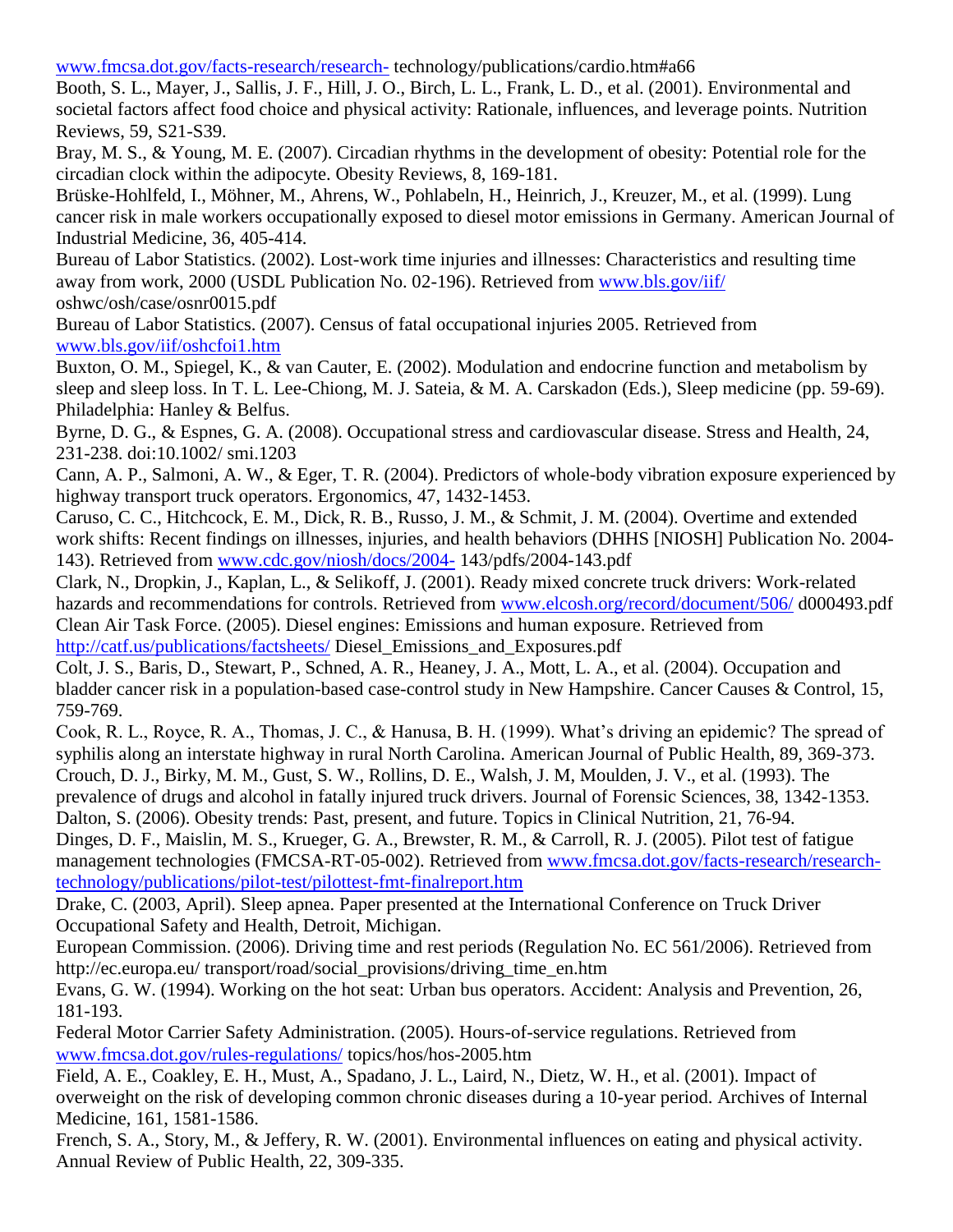www.fmcsa.dot.gov/facts-research/research- technology/publications/cardio.htm#a66

Booth, S. L., Mayer, J., Sallis, J. F., Hill, J. O., Birch, L. L., Frank, L. D., et al. (2001). Environmental and societal factors affect food choice and physical activity: Rationale, influences, and leverage points. Nutrition Reviews, 59, S21-S39.

Bray, M. S., & Young, M. E. (2007). Circadian rhythms in the development of obesity: Potential role for the circadian clock within the adipocyte. Obesity Reviews, 8, 169-181.

Brüske-Hohlfeld, I., Möhner, M., Ahrens, W., Pohlabeln, H., Heinrich, J., Kreuzer, M., et al. (1999). Lung cancer risk in male workers occupationally exposed to diesel motor emissions in Germany. American Journal of Industrial Medicine, 36, 405-414.

Bureau of Labor Statistics. (2002). Lost-work time injuries and illnesses: Characteristics and resulting time away from work, 2000 (USDL Publication No. 02-196). Retrieved from www.bls.gov/iif/ oshwc/osh/case/osnr0015.pdf

Bureau of Labor Statistics. (2007). Census of fatal occupational injuries 2005. Retrieved from www.bls.gov/iif/oshcfoi1.htm

Buxton, O. M., Spiegel, K., & van Cauter, E. (2002). Modulation and endocrine function and metabolism by sleep and sleep loss. In T. L. Lee-Chiong, M. J. Sateia, & M. A. Carskadon (Eds.), Sleep medicine (pp. 59-69). Philadelphia: Hanley & Belfus.

Byrne, D. G., & Espnes, G. A. (2008). Occupational stress and cardiovascular disease. Stress and Health, 24, 231-238. doi:10.1002/ smi.1203

Cann, A. P., Salmoni, A. W., & Eger, T. R. (2004). Predictors of whole-body vibration exposure experienced by highway transport truck operators. Ergonomics, 47, 1432-1453.

Caruso, C. C., Hitchcock, E. M., Dick, R. B., Russo, J. M., & Schmit, J. M. (2004). Overtime and extended work shifts: Recent findings on illnesses, injuries, and health behaviors (DHHS [NIOSH] Publication No. 2004-143). Retrieved from www.cdc.gov/niosh/docs/2004- 143/pdfs/2004-143.pdf

Clark, N., Dropkin, J., Kaplan, L., & Selikoff, J. (2001). Ready mixed concrete truck drivers: Work-related hazards and recommendations for controls. Retrieved from www.elcosh.org/record/document/506/ d000493.pdf

Clean Air Task Force. (2005). Diesel engines: Emissions and human exposure. Retrieved from http://catf.us/publications/factsheets/ Diesel_Emissions_and_Exposures.pdf

Colt, J. S., Baris, D., Stewart, P., Schned, A. R., Heaney, J. A., Mott, L. A., et al. (2004). Occupation and bladder cancer risk in a population-based case-control study in New Hampshire. Cancer Causes & Control, 15, 759-769.

Cook, R. L., Royce, R. A., Thomas, J. C., & Hanusa, B. H. (1999). What's driving an epidemic? The spread of syphilis along an interstate highway in rural North Carolina. American Journal of Public Health, 89, 369-373.

Crouch, D. J., Birky, M. M., Gust, S. W., Rollins, D. E., Walsh, J. M, Moulden, J. V., et al. (1993). The prevalence of drugs and alcohol in fatally injured truck drivers. Journal of Forensic Sciences, 38, 1342-1353.

Dalton, S. (2006). Obesity trends: Past, present, and future. Topics in Clinical Nutrition, 21, 76-94.

Dinges, D. F., Maislin, M. S., Krueger, G. A., Brewster, R. M., & Carroll, R. J. (2005). Pilot test of fatigue management technologies (FMCSA-RT-05-002). Retrieved from www.fmcsa.dot.gov/facts-research/research-technology/publications/pilot-test/pilottest-fmt-finalreport.htm

Drake, C. (2003, April). Sleep apnea. Paper presented at the International Conference on Truck Driver Occupational Safety and Health, Detroit, Michigan.

European Commission. (2006). Driving time and rest periods (Regulation No. EC 561/2006). Retrieved from http://ec.europa.eu/ transport/road/social_provisions/driving_time_en.htm

Evans, G. W. (1994). Working on the hot seat: Urban bus operators. Accident: Analysis and Prevention, 26, 181-193.

Federal Motor Carrier Safety Administration. (2005). Hours-of-service regulations. Retrieved from www.fmcsa.dot.gov/rules-regulations/ topics/hos/hos-2005.htm

Field, A. E., Coakley, E. H., Must, A., Spadano, J. L., Laird, N., Dietz, W. H., et al. (2001). Impact of overweight on the risk of developing common chronic diseases during a 10-year period. Archives of Internal Medicine, 161, 1581-1586.

French, S. A., Story, M., & Jeffery, R. W. (2001). Environmental influences on eating and physical activity. Annual Review of Public Health, 22, 309-335.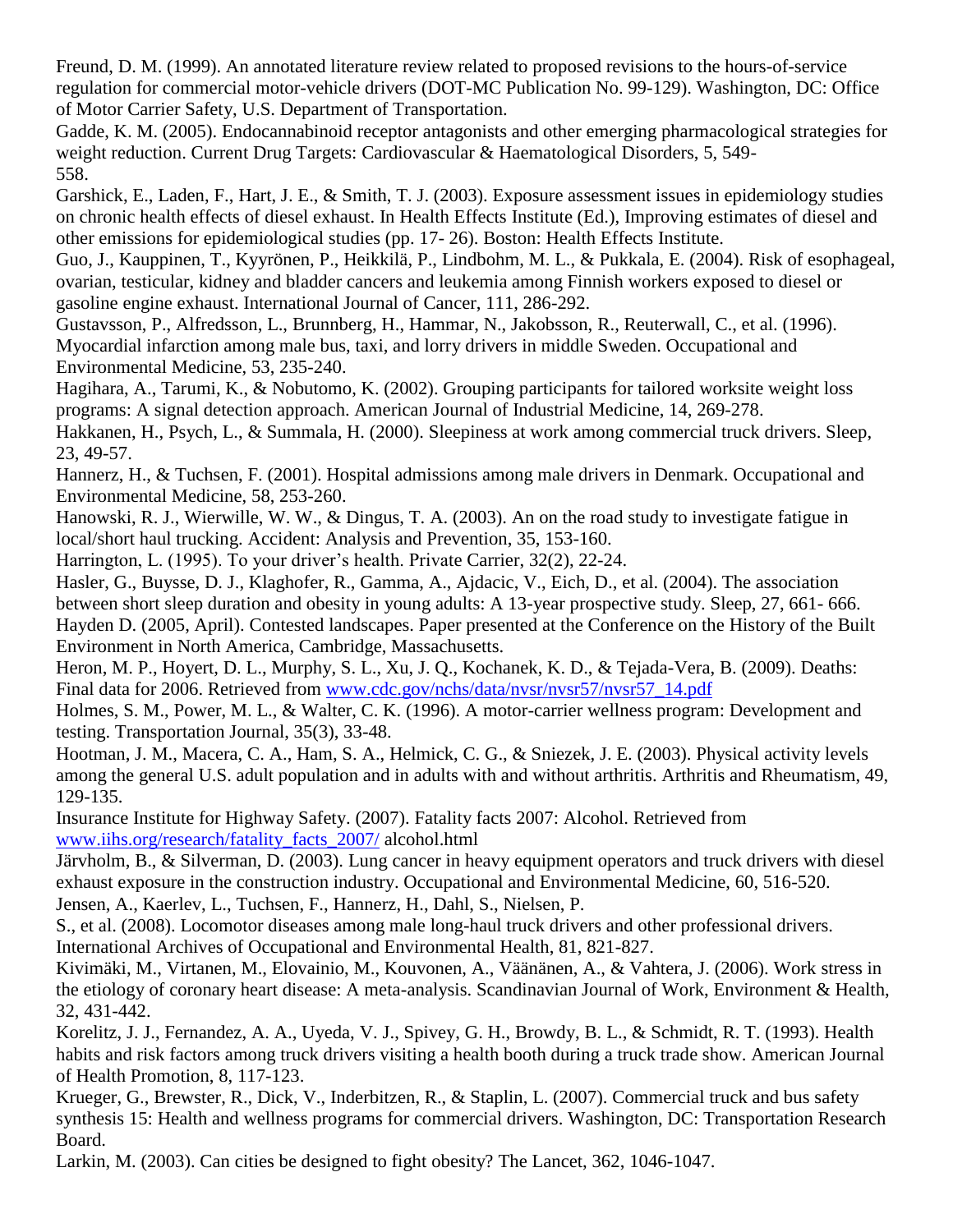Freund, D. M. (1999). An annotated literature review related to proposed revisions to the hours-of-service regulation for commercial motor-vehicle drivers (DOT-MC Publication No. 99-129). Washington, DC: Office of Motor Carrier Safety, U.S. Department of Transportation.

Gadde, K. M. (2005). Endocannabinoid receptor antagonists and other emerging pharmacological strategies for weight reduction. Current Drug Targets: Cardiovascular & Haematological Disorders, 5, 549-558.

Garshick, E., Laden, F., Hart, J. E., & Smith, T. J. (2003). Exposure assessment issues in epidemiology studies on chronic health effects of diesel exhaust. In Health Effects Institute (Ed.), Improving estimates of diesel and other emissions for epidemiological studies (pp. 17- 26). Boston: Health Effects Institute.

Guo, J., Kauppinen, T., Kyyrönen, P., Heikkilä, P., Lindbohm, M. L., & Pukkala, E. (2004). Risk of esophageal, ovarian, testicular, kidney and bladder cancers and leukemia among Finnish workers exposed to diesel or gasoline engine exhaust. International Journal of Cancer, 111, 286-292.

Gustavsson, P., Alfredsson, L., Brunnberg, H., Hammar, N., Jakobsson, R., Reuterwall, C., et al. (1996). Myocardial infarction among male bus, taxi, and lorry drivers in middle Sweden. Occupational and Environmental Medicine, 53, 235-240.

Hagihara, A., Tarumi, K., & Nobutomo, K. (2002). Grouping participants for tailored worksite weight loss programs: A signal detection approach. American Journal of Industrial Medicine, 14, 269-278.

Hakkanen, H., Psych, L., & Summala, H. (2000). Sleepiness at work among commercial truck drivers. Sleep, 23, 49-57.

Hannerz, H., & Tuchsen, F. (2001). Hospital admissions among male drivers in Denmark. Occupational and Environmental Medicine, 58, 253-260.

Hanowski, R. J., Wierwille, W. W., & Dingus, T. A. (2003). An on the road study to investigate fatigue in local/short haul trucking. Accident: Analysis and Prevention, 35, 153-160.

Harrington, L. (1995). To your driver's health. Private Carrier, 32(2), 22-24.

Hasler, G., Buysse, D. J., Klaghofer, R., Gamma, A., Ajdacic, V., Eich, D., et al. (2004). The association between short sleep duration and obesity in young adults: A 13-year prospective study. Sleep, 27, 661- 666.

Hayden D. (2005, April). Contested landscapes. Paper presented at the Conference on the History of the Built Environment in North America, Cambridge, Massachusetts.

Heron, M. P., Hoyert, D. L., Murphy, S. L., Xu, J. Q., Kochanek, K. D., & Tejada-Vera, B. (2009). Deaths: Final data for 2006. Retrieved from www.cdc.gov/nchs/data/nvsr/nvsr57/nvsr57_14.pdf

Holmes, S. M., Power, M. L., & Walter, C. K. (1996). A motor-carrier wellness program: Development and testing. Transportation Journal, 35(3), 33-48.

Hootman, J. M., Macera, C. A., Ham, S. A., Helmick, C. G., & Sniezek, J. E. (2003). Physical activity levels among the general U.S. adult population and in adults with and without arthritis. Arthritis and Rheumatism, 49, 129-135.

Insurance Institute for Highway Safety. (2007). Fatality facts 2007: Alcohol. Retrieved from www.iihs.org/research/fatality_facts_2007/ alcohol.html

Järvholm, B., & Silverman, D. (2003). Lung cancer in heavy equipment operators and truck drivers with diesel exhaust exposure in the construction industry. Occupational and Environmental Medicine, 60, 516-520.

Jensen, A., Kaerlev, L., Tuchsen, F., Hannerz, H., Dahl, S., Nielsen, P.
S., et al. (2008). Locomotor diseases among male long-haul truck drivers and other professional drivers. International Archives of Occupational and Environmental Health, 81, 821-827.

Kivimäki, M., Virtanen, M., Elovainio, M., Kouvonen, A., Väänänen, A., & Vahtera, J. (2006). Work stress in the etiology of coronary heart disease: A meta-analysis. Scandinavian Journal of Work, Environment & Health, 32, 431-442.

Korelitz, J. J., Fernandez, A. A., Uyeda, V. J., Spivey, G. H., Browdy, B. L., & Schmidt, R. T. (1993). Health habits and risk factors among truck drivers visiting a health booth during a truck trade show. American Journal of Health Promotion, 8, 117-123.

Krueger, G., Brewster, R., Dick, V., Inderbitzen, R., & Staplin, L. (2007). Commercial truck and bus safety synthesis 15: Health and wellness programs for commercial drivers. Washington, DC: Transportation Research Board.

Larkin, M. (2003). Can cities be designed to fight obesity? The Lancet, 362, 1046-1047.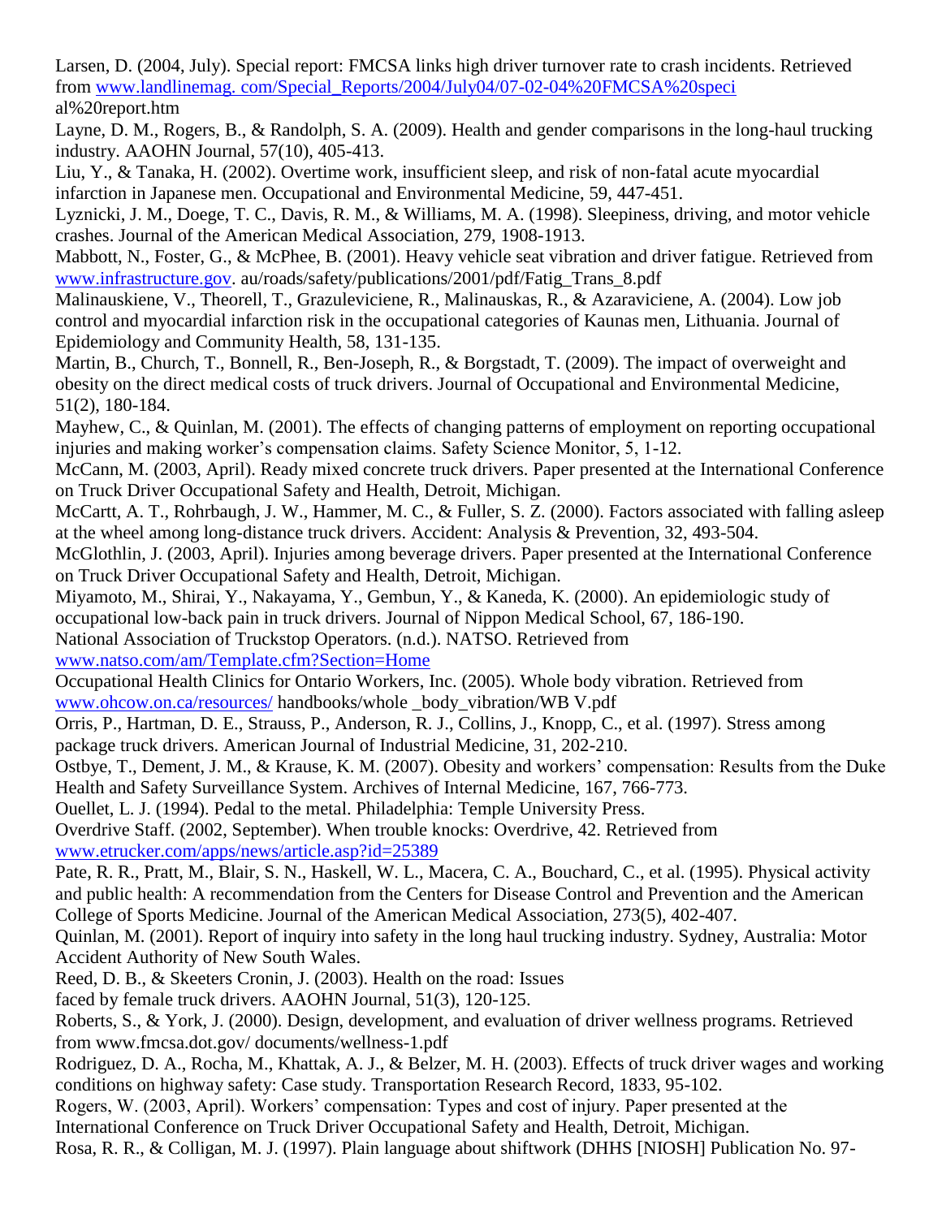Larsen, D. (2004, July). Special report: FMCSA links high driver turnover rate to crash incidents. Retrieved from www.landlinemag. com/Special_Reports/2004/July04/07-02-04%20FMCSA%20special%20report.htm

Layne, D. M., Rogers, B., & Randolph, S. A. (2009). Health and gender comparisons in the long-haul trucking industry. AAOHN Journal, 57(10), 405-413.

Liu, Y., & Tanaka, H. (2002). Overtime work, insufficient sleep, and risk of non-fatal acute myocardial infarction in Japanese men. Occupational and Environmental Medicine, 59, 447-451.

Lyznicki, J. M., Doege, T. C., Davis, R. M., & Williams, M. A. (1998). Sleepiness, driving, and motor vehicle crashes. Journal of the American Medical Association, 279, 1908-1913.

Mabbott, N., Foster, G., & McPhee, B. (2001). Heavy vehicle seat vibration and driver fatigue. Retrieved from www.infrastructure.gov. au/roads/safety/publications/2001/pdf/Fatig_Trans_8.pdf

Malinauskiene, V., Theorell, T., Grazuleviciene, R., Malinauskas, R., & Azaraviciene, A. (2004). Low job control and myocardial infarction risk in the occupational categories of Kaunas men, Lithuania. Journal of Epidemiology and Community Health, 58, 131-135.

Martin, B., Church, T., Bonnell, R., Ben-Joseph, R., & Borgstadt, T. (2009). The impact of overweight and obesity on the direct medical costs of truck drivers. Journal of Occupational and Environmental Medicine, 51(2), 180-184.

Mayhew, C., & Quinlan, M. (2001). The effects of changing patterns of employment on reporting occupational injuries and making worker's compensation claims. Safety Science Monitor, 5, 1-12.

McCann, M. (2003, April). Ready mixed concrete truck drivers. Paper presented at the International Conference on Truck Driver Occupational Safety and Health, Detroit, Michigan.

McCartt, A. T., Rohrbaugh, J. W., Hammer, M. C., & Fuller, S. Z. (2000). Factors associated with falling asleep at the wheel among long-distance truck drivers. Accident: Analysis & Prevention, 32, 493-504.

McGlothlin, J. (2003, April). Injuries among beverage drivers. Paper presented at the International Conference on Truck Driver Occupational Safety and Health, Detroit, Michigan.

Miyamoto, M., Shirai, Y., Nakayama, Y., Gembun, Y., & Kaneda, K. (2000). An epidemiologic study of occupational low-back pain in truck drivers. Journal of Nippon Medical School, 67, 186-190.

National Association of Truckstop Operators. (n.d.). NATSO. Retrieved from www.natso.com/am/Template.cfm?Section=Home

Occupational Health Clinics for Ontario Workers, Inc. (2005). Whole body vibration. Retrieved from www.ohcow.on.ca/resources/ handbooks/whole _body_vibration/WB V.pdf

Orris, P., Hartman, D. E., Strauss, P., Anderson, R. J., Collins, J., Knopp, C., et al. (1997). Stress among package truck drivers. American Journal of Industrial Medicine, 31, 202-210.

Ostbye, T., Dement, J. M., & Krause, K. M. (2007). Obesity and workers' compensation: Results from the Duke Health and Safety Surveillance System. Archives of Internal Medicine, 167, 766-773.

Ouellet, L. J. (1994). Pedal to the metal. Philadelphia: Temple University Press.

Overdrive Staff. (2002, September). When trouble knocks: Overdrive, 42. Retrieved from www.etrucker.com/apps/news/article.asp?id=25389

Pate, R. R., Pratt, M., Blair, S. N., Haskell, W. L., Macera, C. A., Bouchard, C., et al. (1995). Physical activity and public health: A recommendation from the Centers for Disease Control and Prevention and the American College of Sports Medicine. Journal of the American Medical Association, 273(5), 402-407.

Quinlan, M. (2001). Report of inquiry into safety in the long haul trucking industry. Sydney, Australia: Motor Accident Authority of New South Wales.

Reed, D. B., & Skeeters Cronin, J. (2003). Health on the road: Issues faced by female truck drivers. AAOHN Journal, 51(3), 120-125.

Roberts, S., & York, J. (2000). Design, development, and evaluation of driver wellness programs. Retrieved from www.fmcsa.dot.gov/ documents/wellness-1.pdf

Rodriguez, D. A., Rocha, M., Khattak, A. J., & Belzer, M. H. (2003). Effects of truck driver wages and working conditions on highway safety: Case study. Transportation Research Record, 1833, 95-102.

Rogers, W. (2003, April). Workers' compensation: Types and cost of injury. Paper presented at the International Conference on Truck Driver Occupational Safety and Health, Detroit, Michigan.

Rosa, R. R., & Colligan, M. J. (1997). Plain language about shiftwork (DHHS [NIOSH] Publication No. 97-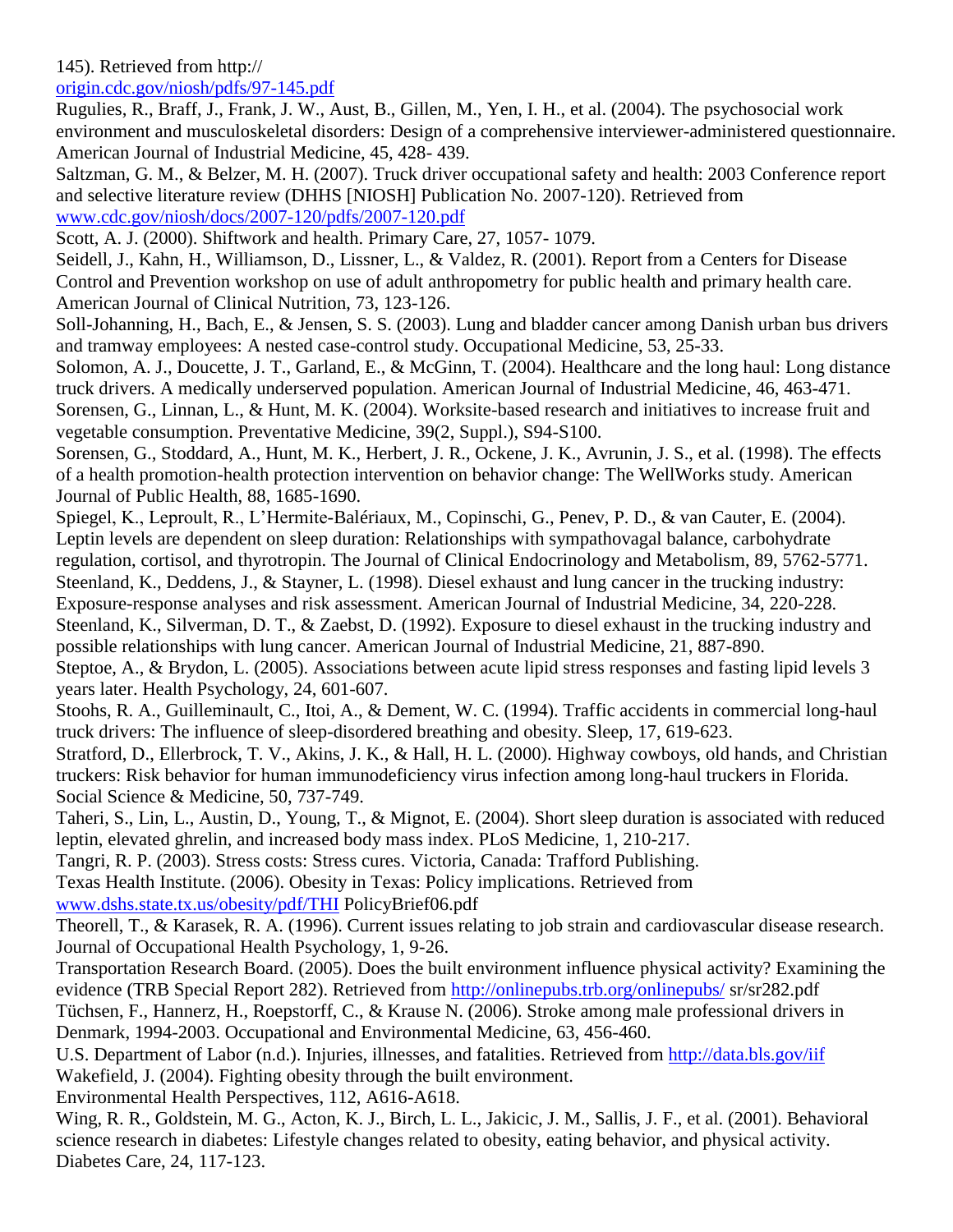145). Retrieved from http://
origin.cdc.gov/niosh/pdfs/97-145.pdf

Rugulies, R., Braff, J., Frank, J. W., Aust, B., Gillen, M., Yen, I. H., et al. (2004). The psychosocial work environment and musculoskeletal disorders: Design of a comprehensive interviewer-administered questionnaire. American Journal of Industrial Medicine, 45, 428- 439.

Saltzman, G. M., & Belzer, M. H. (2007). Truck driver occupational safety and health: 2003 Conference report and selective literature review (DHHS [NIOSH] Publication No. 2007-120). Retrieved from www.cdc.gov/niosh/docs/2007-120/pdfs/2007-120.pdf

Scott, A. J. (2000). Shiftwork and health. Primary Care, 27, 1057- 1079.

Seidell, J., Kahn, H., Williamson, D., Lissner, L., & Valdez, R. (2001). Report from a Centers for Disease Control and Prevention workshop on use of adult anthropometry for public health and primary health care. American Journal of Clinical Nutrition, 73, 123-126.

Soll-Johanning, H., Bach, E., & Jensen, S. S. (2003). Lung and bladder cancer among Danish urban bus drivers and tramway employees: A nested case-control study. Occupational Medicine, 53, 25-33.

Solomon, A. J., Doucette, J. T., Garland, E., & McGinn, T. (2004). Healthcare and the long haul: Long distance truck drivers. A medically underserved population. American Journal of Industrial Medicine, 46, 463-471.

Sorensen, G., Linnan, L., & Hunt, M. K. (2004). Worksite-based research and initiatives to increase fruit and vegetable consumption. Preventative Medicine, 39(2, Suppl.), S94-S100.

Sorensen, G., Stoddard, A., Hunt, M. K., Herbert, J. R., Ockene, J. K., Avrunin, J. S., et al. (1998). The effects of a health promotion-health protection intervention on behavior change: The WellWorks study. American Journal of Public Health, 88, 1685-1690.

Spiegel, K., Leproult, R., L'Hermite-Balériaux, M., Copinschi, G., Penev, P. D., & van Cauter, E. (2004). Leptin levels are dependent on sleep duration: Relationships with sympathovagal balance, carbohydrate regulation, cortisol, and thyrotropin. The Journal of Clinical Endocrinology and Metabolism, 89, 5762-5771.

Steenland, K., Deddens, J., & Stayner, L. (1998). Diesel exhaust and lung cancer in the trucking industry: Exposure-response analyses and risk assessment. American Journal of Industrial Medicine, 34, 220-228.

Steenland, K., Silverman, D. T., & Zaebst, D. (1992). Exposure to diesel exhaust in the trucking industry and possible relationships with lung cancer. American Journal of Industrial Medicine, 21, 887-890.

Steptoe, A., & Brydon, L. (2005). Associations between acute lipid stress responses and fasting lipid levels 3 years later. Health Psychology, 24, 601-607.

Stoohs, R. A., Guilleminault, C., Itoi, A., & Dement, W. C. (1994). Traffic accidents in commercial long-haul truck drivers: The influence of sleep-disordered breathing and obesity. Sleep, 17, 619-623.

Stratford, D., Ellerbrock, T. V., Akins, J. K., & Hall, H. L. (2000). Highway cowboys, old hands, and Christian truckers: Risk behavior for human immunodeficiency virus infection among long-haul truckers in Florida. Social Science & Medicine, 50, 737-749.

Taheri, S., Lin, L., Austin, D., Young, T., & Mignot, E. (2004). Short sleep duration is associated with reduced leptin, elevated ghrelin, and increased body mass index. PLoS Medicine, 1, 210-217.

Tangri, R. P. (2003). Stress costs: Stress cures. Victoria, Canada: Trafford Publishing.

Texas Health Institute. (2006). Obesity in Texas: Policy implications. Retrieved from www.dshs.state.tx.us/obesity/pdf/THI PolicyBrief06.pdf

Theorell, T., & Karasek, R. A. (1996). Current issues relating to job strain and cardiovascular disease research. Journal of Occupational Health Psychology, 1, 9-26.

Transportation Research Board. (2005). Does the built environment influence physical activity? Examining the evidence (TRB Special Report 282). Retrieved from http://onlinepubs.trb.org/onlinepubs/ sr/sr282.pdf

Tüchsen, F., Hannerz, H., Roepstorff, C., & Krause N. (2006). Stroke among male professional drivers in Denmark, 1994-2003. Occupational and Environmental Medicine, 63, 456-460.

U.S. Department of Labor (n.d.). Injuries, illnesses, and fatalities. Retrieved from http://data.bls.gov/iif

Wakefield, J. (2004). Fighting obesity through the built environment. Environmental Health Perspectives, 112, A616-A618.

Wing, R. R., Goldstein, M. G., Acton, K. J., Birch, L. L., Jakicic, J. M., Sallis, J. F., et al. (2001). Behavioral science research in diabetes: Lifestyle changes related to obesity, eating behavior, and physical activity. Diabetes Care, 24, 117-123.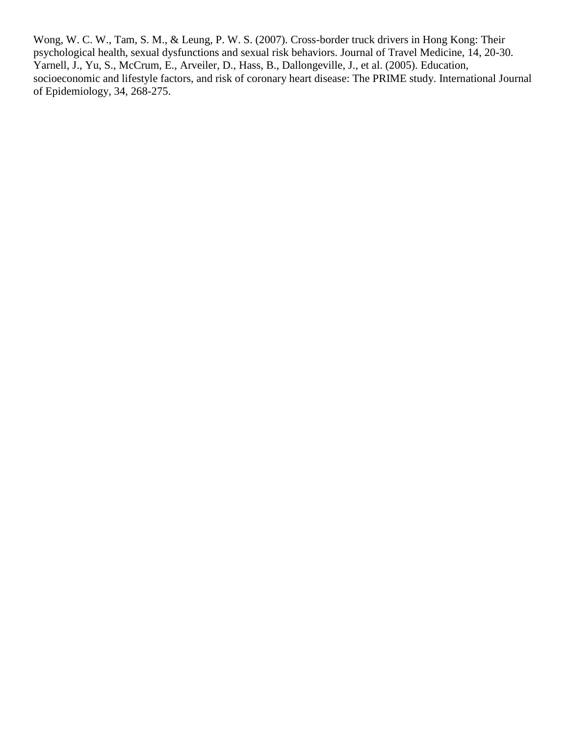Wong, W. C. W., Tam, S. M., & Leung, P. W. S. (2007). Cross-border truck drivers in Hong Kong: Their psychological health, sexual dysfunctions and sexual risk behaviors. Journal of Travel Medicine, 14, 20-30.

Yarnell, J., Yu, S., McCrum, E., Arveiler, D., Hass, B., Dallongeville, J., et al. (2005). Education, socioeconomic and lifestyle factors, and risk of coronary heart disease: The PRIME study. International Journal of Epidemiology, 34, 268-275.